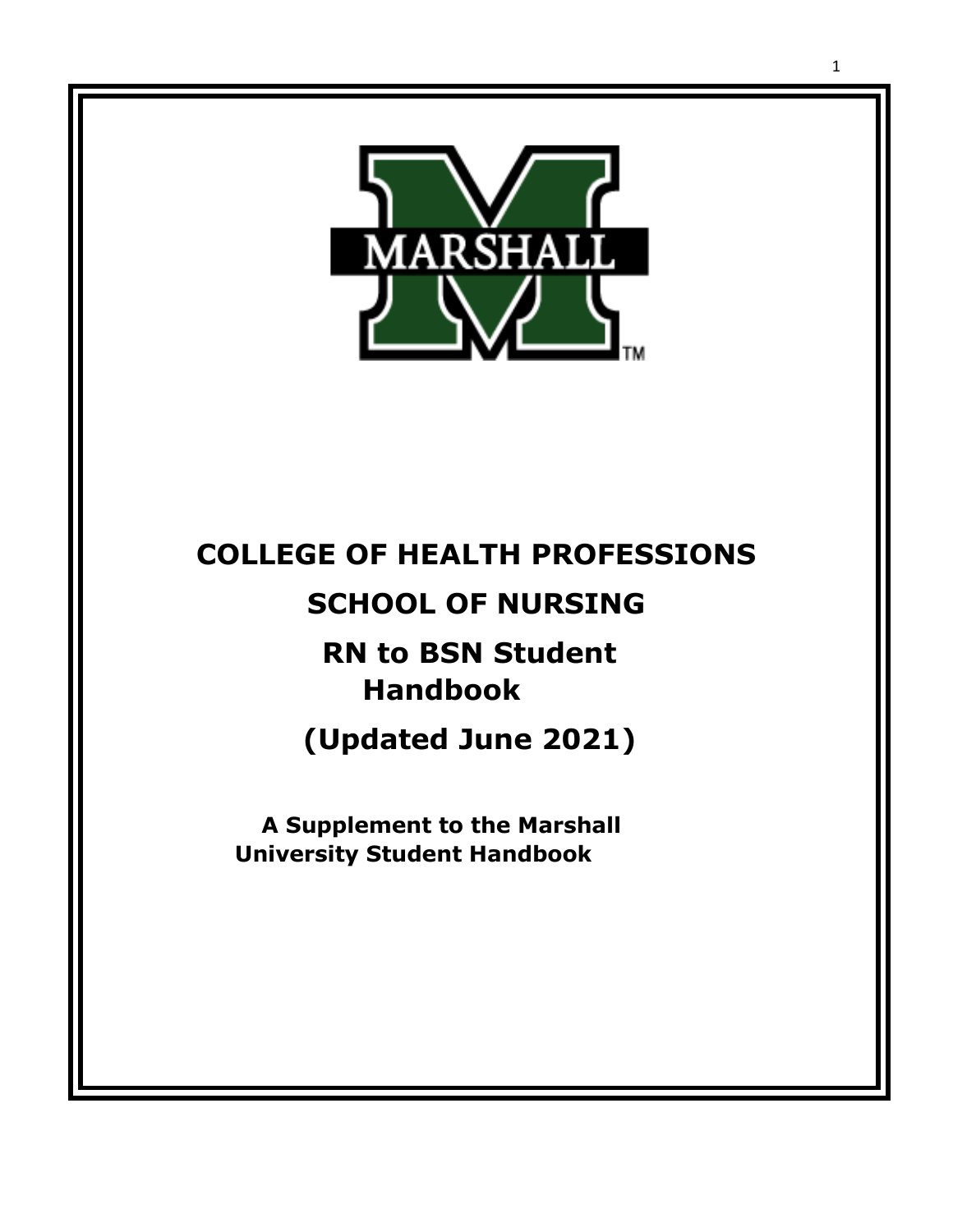# COLLEGE OF HEALTH PROFESSIONS

## SCHOOL OF NURSING

## RN to BSN Student Handbook

## (Updated June 2021)

**A Supplement to the Marshall University Student Handbook**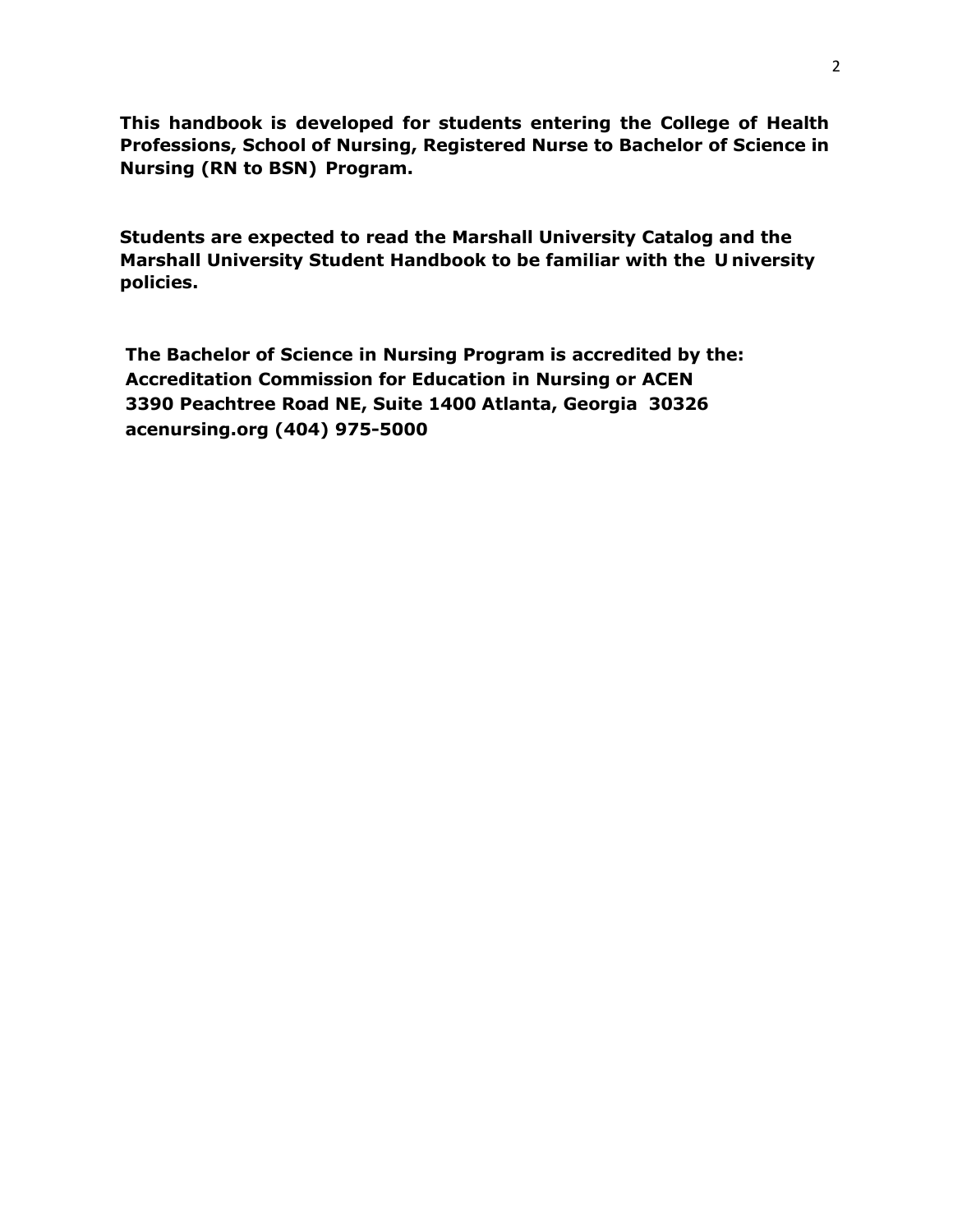**This handbook is developed for students entering the College of Health Professions, School of Nursing, Registered Nurse to Bachelor of Science in Nursing (RN to BSN) Program.**

**Students are expected to read the Marshall University Catalog and the Marshall University Student Handbook to be familiar with the University policies.**

**The Bachelor of Science in Nursing Program is accredited by the:**
**Accreditation Commission for Education in Nursing or ACEN**
**3390 Peachtree Road NE, Suite 1400 Atlanta, Georgia 30326**
**acenursing.org (404) 975-5000**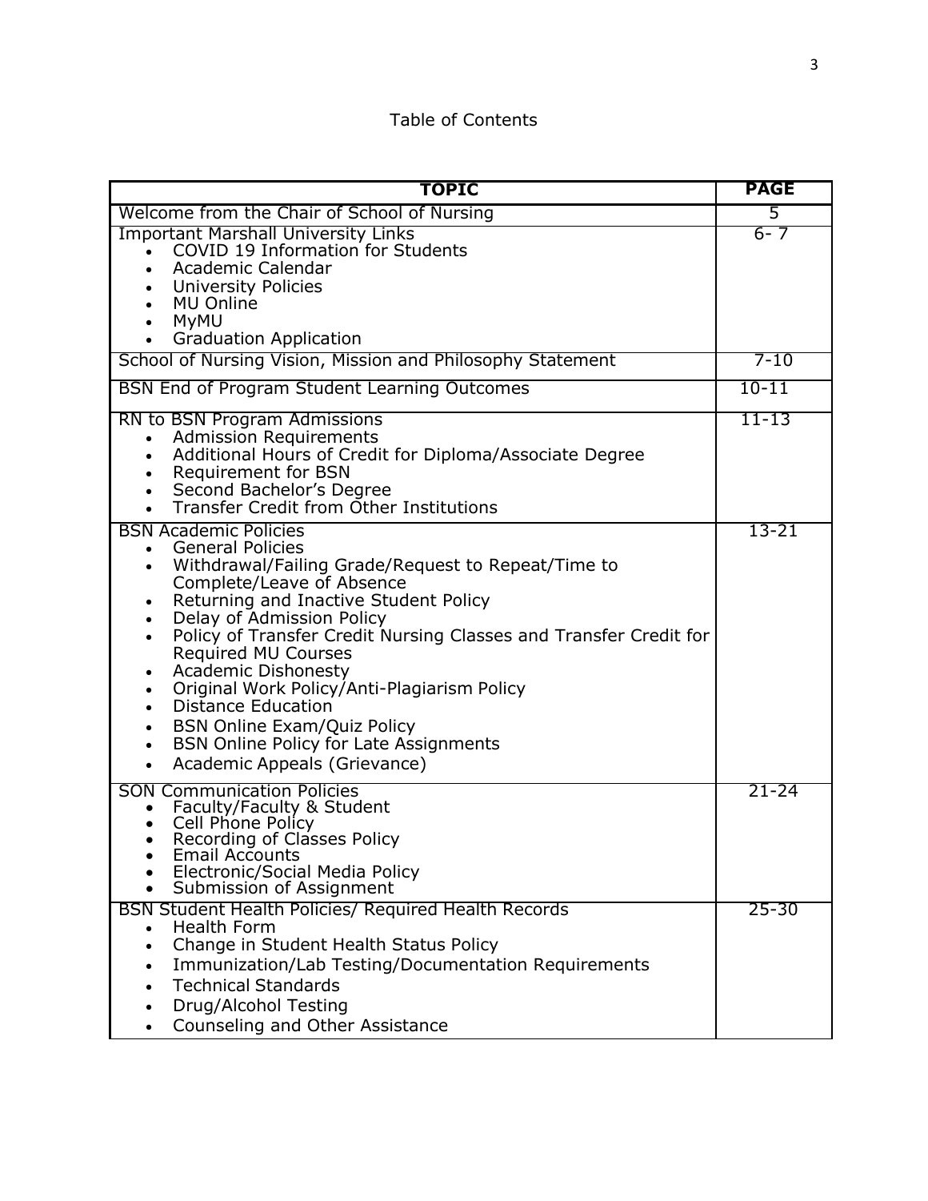Table of Contents

| TOPIC | PAGE |
|---|---|
| Welcome from the Chair of School of Nursing | 5 |
| Important Marshall University Links<br>• COVID 19 Information for Students<br>• Academic Calendar<br>• University Policies<br>• MU Online<br>• MyMU<br>• Graduation Application | 6- 7 |
| School of Nursing Vision, Mission and Philosophy Statement | 7-10 |
| BSN End of Program Student Learning Outcomes | 10-11 |
| RN to BSN Program Admissions<br>• Admission Requirements<br>• Additional Hours of Credit for Diploma/Associate Degree<br>• Requirement for BSN<br>• Second Bachelor's Degree<br>• Transfer Credit from Other Institutions | 11-13 |
| BSN Academic Policies<br>• General Policies<br>• Withdrawal/Failing Grade/Request to Repeat/Time to Complete/Leave of Absence<br>• Returning and Inactive Student Policy<br>• Delay of Admission Policy<br>• Policy of Transfer Credit Nursing Classes and Transfer Credit for Required MU Courses<br>• Academic Dishonesty<br>• Original Work Policy/Anti-Plagiarism Policy<br>• Distance Education<br>• BSN Online Exam/Quiz Policy<br>• BSN Online Policy for Late Assignments<br>• Academic Appeals (Grievance) | 13-21 |
| SON Communication Policies<br>• Faculty/Faculty & Student<br>• Cell Phone Policy<br>• Recording of Classes Policy<br>• Email Accounts<br>• Electronic/Social Media Policy<br>• Submission of Assignment | 21-24 |
| BSN Student Health Policies/ Required Health Records<br>• Health Form<br>• Change in Student Health Status Policy<br>• Immunization/Lab Testing/Documentation Requirements<br>• Technical Standards<br>• Drug/Alcohol Testing<br>• Counseling and Other Assistance | 25-30 |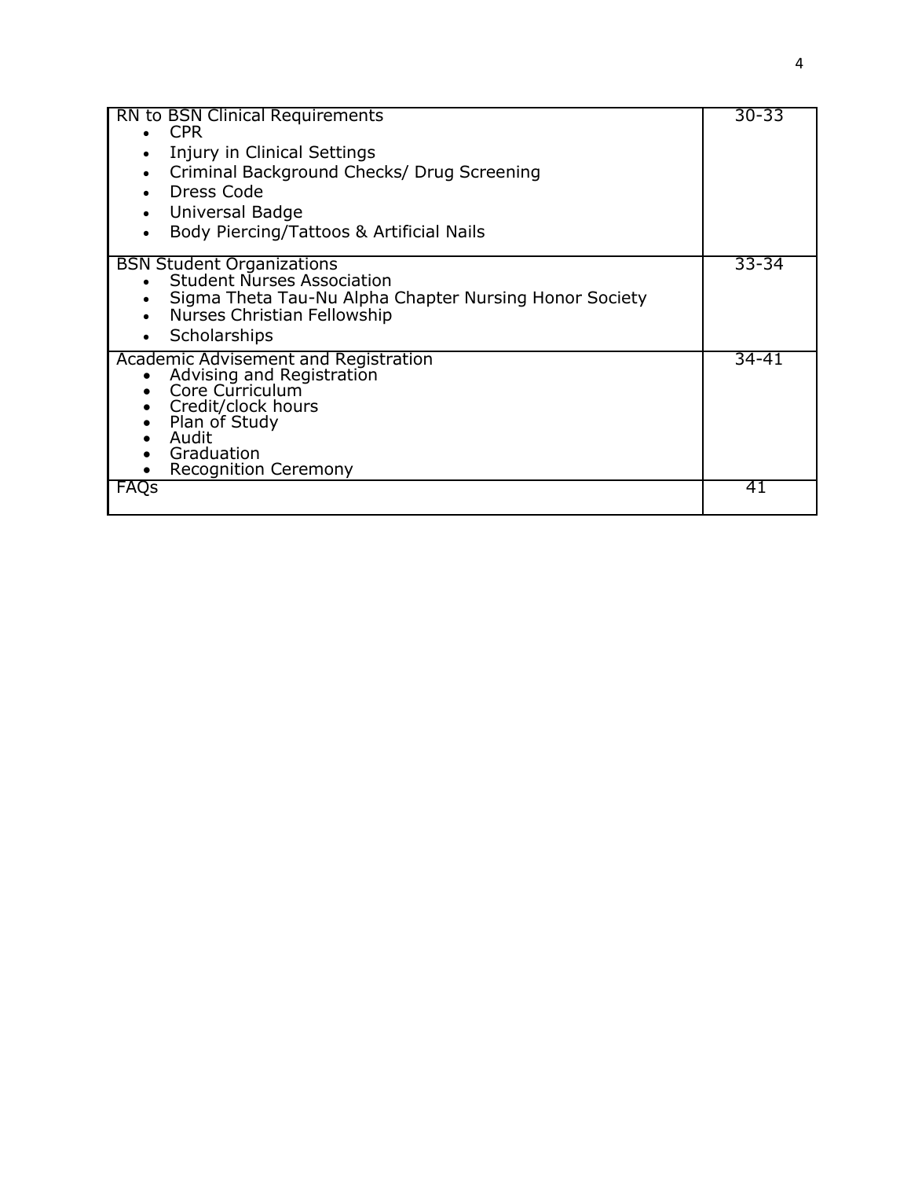| Section | Pages |
| --- | --- |
| RN to BSN Clinical Requirements<br>• CPR<br>• Injury in Clinical Settings<br>• Criminal Background Checks/ Drug Screening<br>• Dress Code<br>• Universal Badge<br>• Body Piercing/Tattoos & Artificial Nails | 30-33 |
| BSN Student Organizations<br>• Student Nurses Association<br>• Sigma Theta Tau-Nu Alpha Chapter Nursing Honor Society<br>• Nurses Christian Fellowship<br>• Scholarships | 33-34 |
| Academic Advisement and Registration<br>• Advising and Registration<br>• Core Curriculum<br>• Credit/clock hours<br>• Plan of Study<br>• Audit<br>• Graduation<br>• Recognition Ceremony | 34-41 |
| FAQs | 41 |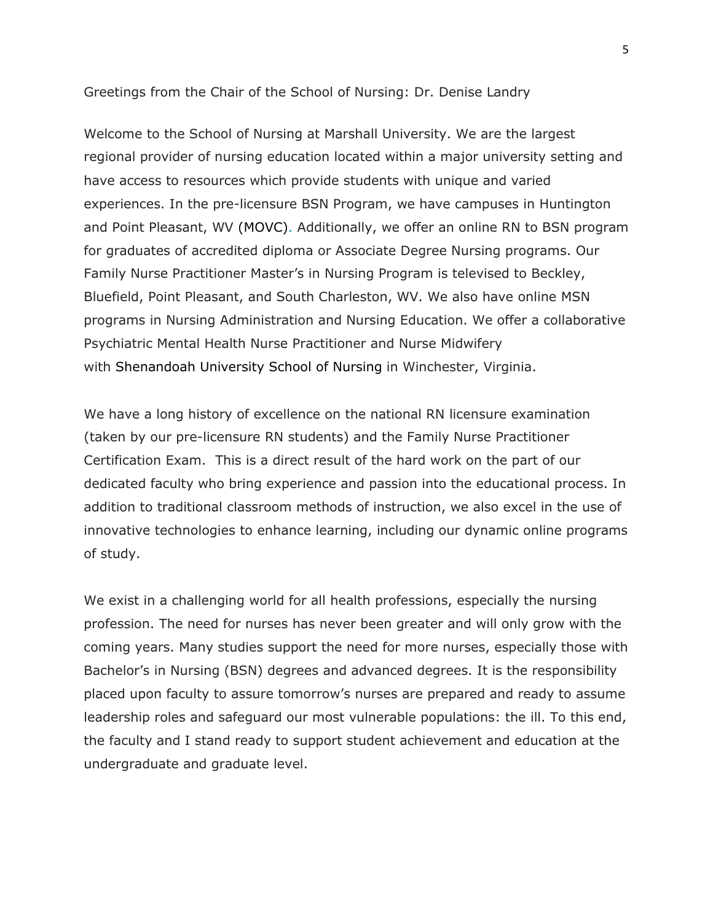## Greetings from the Chair of the School of Nursing: Dr. Denise Landry

Welcome to the School of Nursing at Marshall University. We are the largest regional provider of nursing education located within a major university setting and have access to resources which provide students with unique and varied experiences. In the pre-licensure BSN Program, we have campuses in Huntington and Point Pleasant, WV (MOVC). Additionally, we offer an online RN to BSN program for graduates of accredited diploma or Associate Degree Nursing programs. Our Family Nurse Practitioner Master's in Nursing Program is televised to Beckley, Bluefield, Point Pleasant, and South Charleston, WV. We also have online MSN programs in Nursing Administration and Nursing Education. We offer a collaborative Psychiatric Mental Health Nurse Practitioner and Nurse Midwifery with Shenandoah University School of Nursing in Winchester, Virginia.

We have a long history of excellence on the national RN licensure examination (taken by our pre-licensure RN students) and the Family Nurse Practitioner Certification Exam. This is a direct result of the hard work on the part of our dedicated faculty who bring experience and passion into the educational process. In addition to traditional classroom methods of instruction, we also excel in the use of innovative technologies to enhance learning, including our dynamic online programs of study.

We exist in a challenging world for all health professions, especially the nursing profession. The need for nurses has never been greater and will only grow with the coming years. Many studies support the need for more nurses, especially those with Bachelor's in Nursing (BSN) degrees and advanced degrees. It is the responsibility placed upon faculty to assure tomorrow's nurses are prepared and ready to assume leadership roles and safeguard our most vulnerable populations: the ill. To this end, the faculty and I stand ready to support student achievement and education at the undergraduate and graduate level.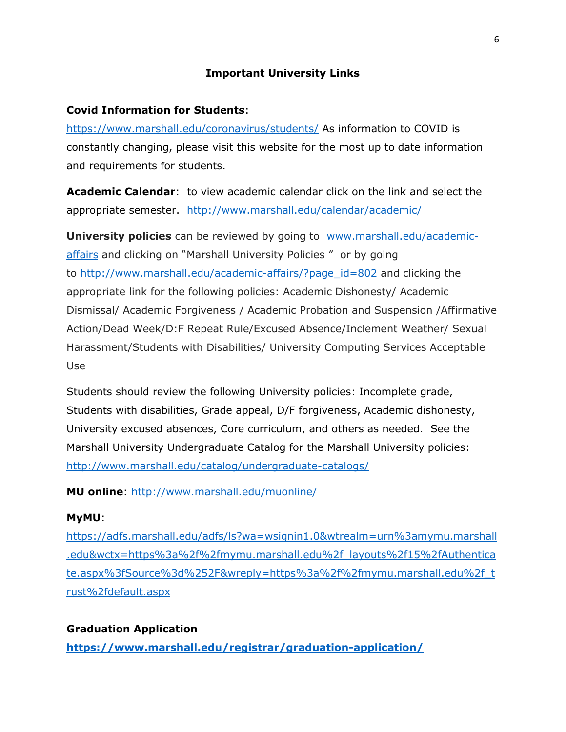## Important University Links

**Covid Information for Students**:
https://www.marshall.edu/coronavirus/students/ As information to COVID is constantly changing, please visit this website for the most up to date information and requirements for students.

**Academic Calendar**: to view academic calendar click on the link and select the appropriate semester. http://www.marshall.edu/calendar/academic/

**University policies** can be reviewed by going to www.marshall.edu/academic-affairs and clicking on "Marshall University Policies " or by going to http://www.marshall.edu/academic-affairs/?page_id=802 and clicking the appropriate link for the following policies: Academic Dishonesty/ Academic Dismissal/ Academic Forgiveness / Academic Probation and Suspension /Affirmative Action/Dead Week/D:F Repeat Rule/Excused Absence/Inclement Weather/ Sexual Harassment/Students with Disabilities/ University Computing Services Acceptable Use

Students should review the following University policies: Incomplete grade, Students with disabilities, Grade appeal, D/F forgiveness, Academic dishonesty, University excused absences, Core curriculum, and others as needed. See the Marshall University Undergraduate Catalog for the Marshall University policies: http://www.marshall.edu/catalog/undergraduate-catalogs/

**MU online**: http://www.marshall.edu/muonline/

**MyMU**:
https://adfs.marshall.edu/adfs/ls?wa=wsignin1.0&wtrealm=urn%3amymu.marshall.edu&wctx=https%3a%2f%2fmymu.marshall.edu%2f_layouts%2f15%2fAuthenticate.aspx%3fSource%3d%252F&wreply=https%3a%2f%2fmymu.marshall.edu%2f_trust%2fdefault.aspx

**Graduation Application**
**https://www.marshall.edu/registrar/graduation-application/**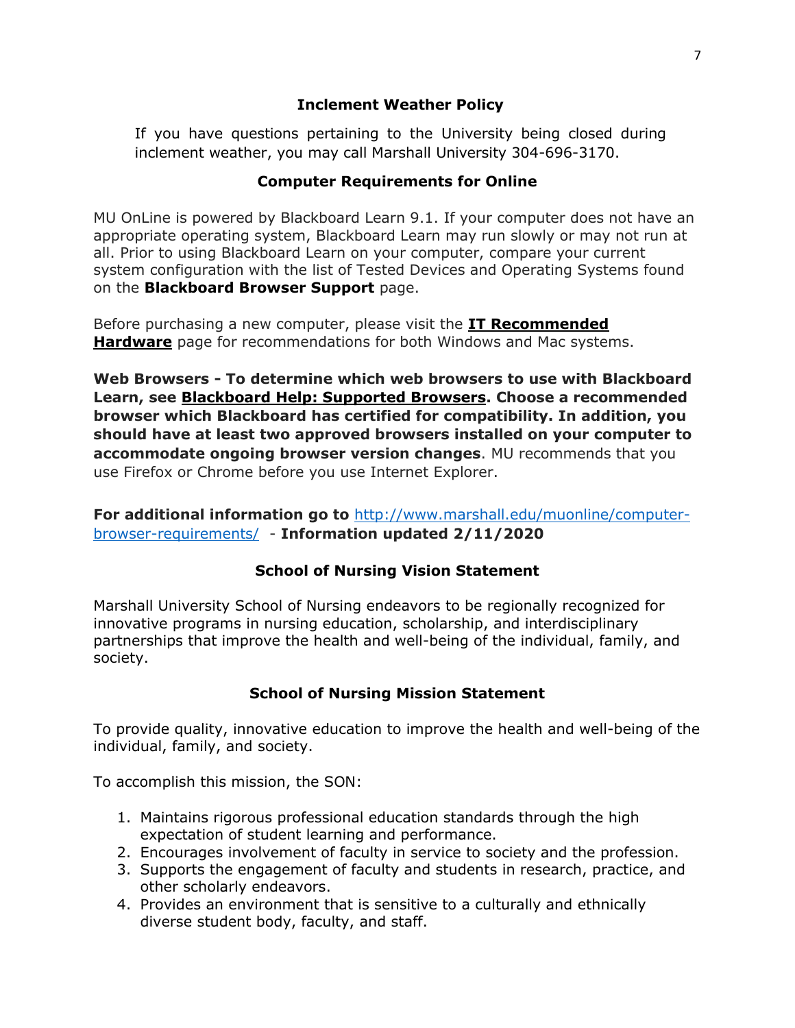## Inclement Weather Policy

If you have questions pertaining to the University being closed during inclement weather, you may call Marshall University 304-696-3170.

## Computer Requirements for Online

MU OnLine is powered by Blackboard Learn 9.1. If your computer does not have an appropriate operating system, Blackboard Learn may run slowly or may not run at all. Prior to using Blackboard Learn on your computer, compare your current system configuration with the list of Tested Devices and Operating Systems found on the **Blackboard Browser Support** page.

Before purchasing a new computer, please visit the **IT Recommended Hardware** page for recommendations for both Windows and Mac systems.

**Web Browsers - To determine which web browsers to use with Blackboard Learn, see Blackboard Help: Supported Browsers. Choose a recommended browser which Blackboard has certified for compatibility. In addition, you should have at least two approved browsers installed on your computer to accommodate ongoing browser version changes**. MU recommends that you use Firefox or Chrome before you use Internet Explorer.

**For additional information go to** [http://www.marshall.edu/muonline/computer-browser-requirements/](http://www.marshall.edu/muonline/computer-browser-requirements/) - **Information updated 2/11/2020**

## School of Nursing Vision Statement

Marshall University School of Nursing endeavors to be regionally recognized for innovative programs in nursing education, scholarship, and interdisciplinary partnerships that improve the health and well-being of the individual, family, and society.

## School of Nursing Mission Statement

To provide quality, innovative education to improve the health and well-being of the individual, family, and society.

To accomplish this mission, the SON:

1. Maintains rigorous professional education standards through the high expectation of student learning and performance.
2. Encourages involvement of faculty in service to society and the profession.
3. Supports the engagement of faculty and students in research, practice, and other scholarly endeavors.
4. Provides an environment that is sensitive to a culturally and ethnically diverse student body, faculty, and staff.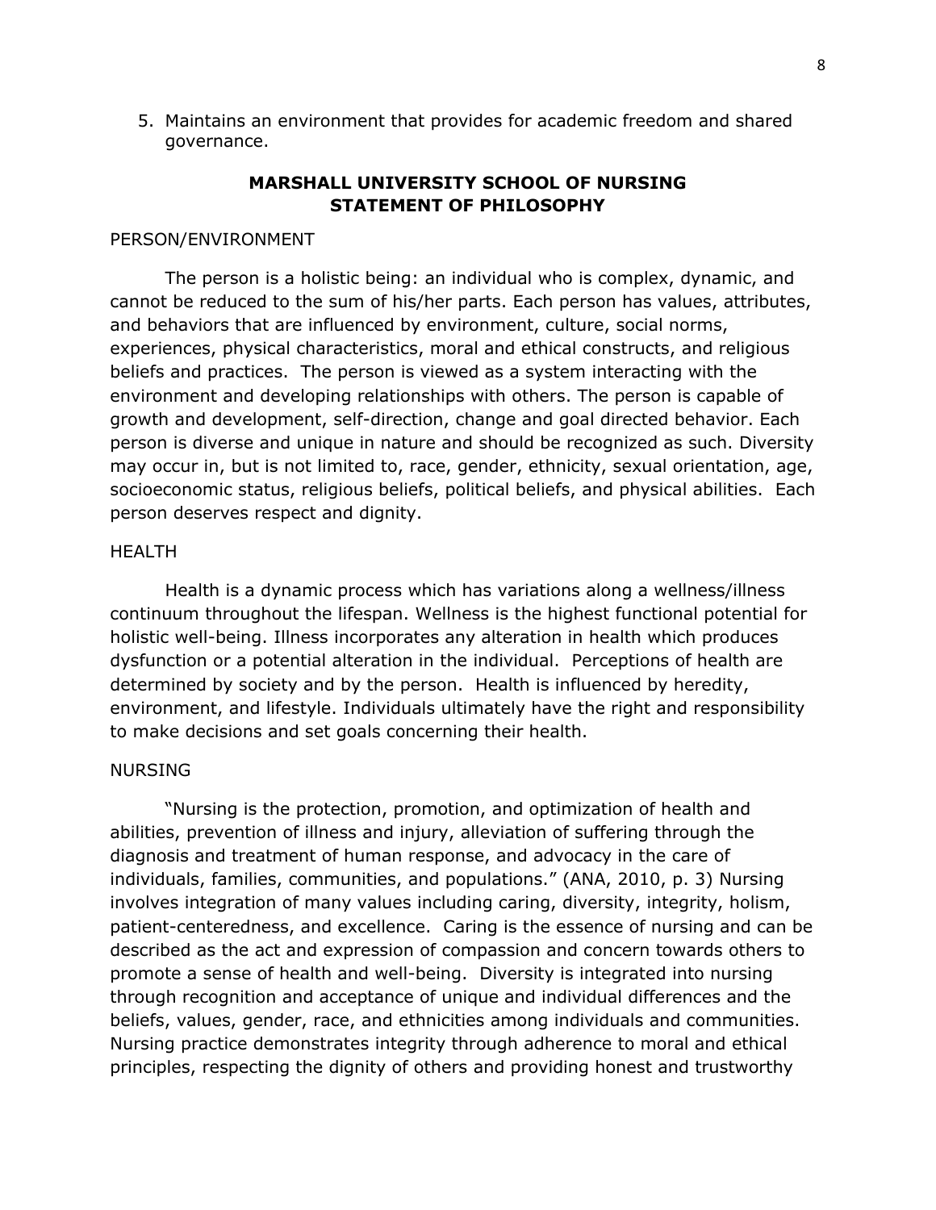5. Maintains an environment that provides for academic freedom and shared governance.

## MARSHALL UNIVERSITY SCHOOL OF NURSING STATEMENT OF PHILOSOPHY

### PERSON/ENVIRONMENT

The person is a holistic being: an individual who is complex, dynamic, and cannot be reduced to the sum of his/her parts. Each person has values, attributes, and behaviors that are influenced by environment, culture, social norms, experiences, physical characteristics, moral and ethical constructs, and religious beliefs and practices. The person is viewed as a system interacting with the environment and developing relationships with others. The person is capable of growth and development, self-direction, change and goal directed behavior. Each person is diverse and unique in nature and should be recognized as such. Diversity may occur in, but is not limited to, race, gender, ethnicity, sexual orientation, age, socioeconomic status, religious beliefs, political beliefs, and physical abilities. Each person deserves respect and dignity.

### HEALTH

Health is a dynamic process which has variations along a wellness/illness continuum throughout the lifespan. Wellness is the highest functional potential for holistic well-being. Illness incorporates any alteration in health which produces dysfunction or a potential alteration in the individual. Perceptions of health are determined by society and by the person. Health is influenced by heredity, environment, and lifestyle. Individuals ultimately have the right and responsibility to make decisions and set goals concerning their health.

### NURSING

"Nursing is the protection, promotion, and optimization of health and abilities, prevention of illness and injury, alleviation of suffering through the diagnosis and treatment of human response, and advocacy in the care of individuals, families, communities, and populations." (ANA, 2010, p. 3) Nursing involves integration of many values including caring, diversity, integrity, holism, patient-centeredness, and excellence. Caring is the essence of nursing and can be described as the act and expression of compassion and concern towards others to promote a sense of health and well-being. Diversity is integrated into nursing through recognition and acceptance of unique and individual differences and the beliefs, values, gender, race, and ethnicities among individuals and communities. Nursing practice demonstrates integrity through adherence to moral and ethical principles, respecting the dignity of others and providing honest and trustworthy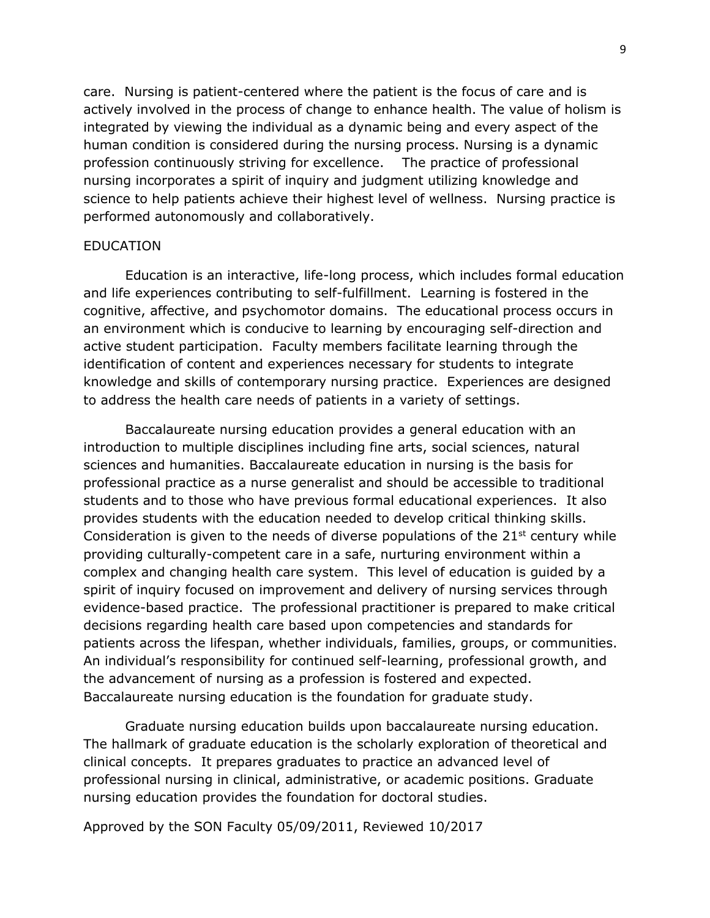care. Nursing is patient-centered where the patient is the focus of care and is actively involved in the process of change to enhance health. The value of holism is integrated by viewing the individual as a dynamic being and every aspect of the human condition is considered during the nursing process. Nursing is a dynamic profession continuously striving for excellence. The practice of professional nursing incorporates a spirit of inquiry and judgment utilizing knowledge and science to help patients achieve their highest level of wellness. Nursing practice is performed autonomously and collaboratively.

EDUCATION

Education is an interactive, life-long process, which includes formal education and life experiences contributing to self-fulfillment. Learning is fostered in the cognitive, affective, and psychomotor domains. The educational process occurs in an environment which is conducive to learning by encouraging self-direction and active student participation. Faculty members facilitate learning through the identification of content and experiences necessary for students to integrate knowledge and skills of contemporary nursing practice. Experiences are designed to address the health care needs of patients in a variety of settings.

Baccalaureate nursing education provides a general education with an introduction to multiple disciplines including fine arts, social sciences, natural sciences and humanities. Baccalaureate education in nursing is the basis for professional practice as a nurse generalist and should be accessible to traditional students and to those who have previous formal educational experiences. It also provides students with the education needed to develop critical thinking skills. Consideration is given to the needs of diverse populations of the 21st century while providing culturally-competent care in a safe, nurturing environment within a complex and changing health care system. This level of education is guided by a spirit of inquiry focused on improvement and delivery of nursing services through evidence-based practice. The professional practitioner is prepared to make critical decisions regarding health care based upon competencies and standards for patients across the lifespan, whether individuals, families, groups, or communities. An individual's responsibility for continued self-learning, professional growth, and the advancement of nursing as a profession is fostered and expected. Baccalaureate nursing education is the foundation for graduate study.

Graduate nursing education builds upon baccalaureate nursing education. The hallmark of graduate education is the scholarly exploration of theoretical and clinical concepts. It prepares graduates to practice an advanced level of professional nursing in clinical, administrative, or academic positions. Graduate nursing education provides the foundation for doctoral studies.

Approved by the SON Faculty 05/09/2011, Reviewed 10/2017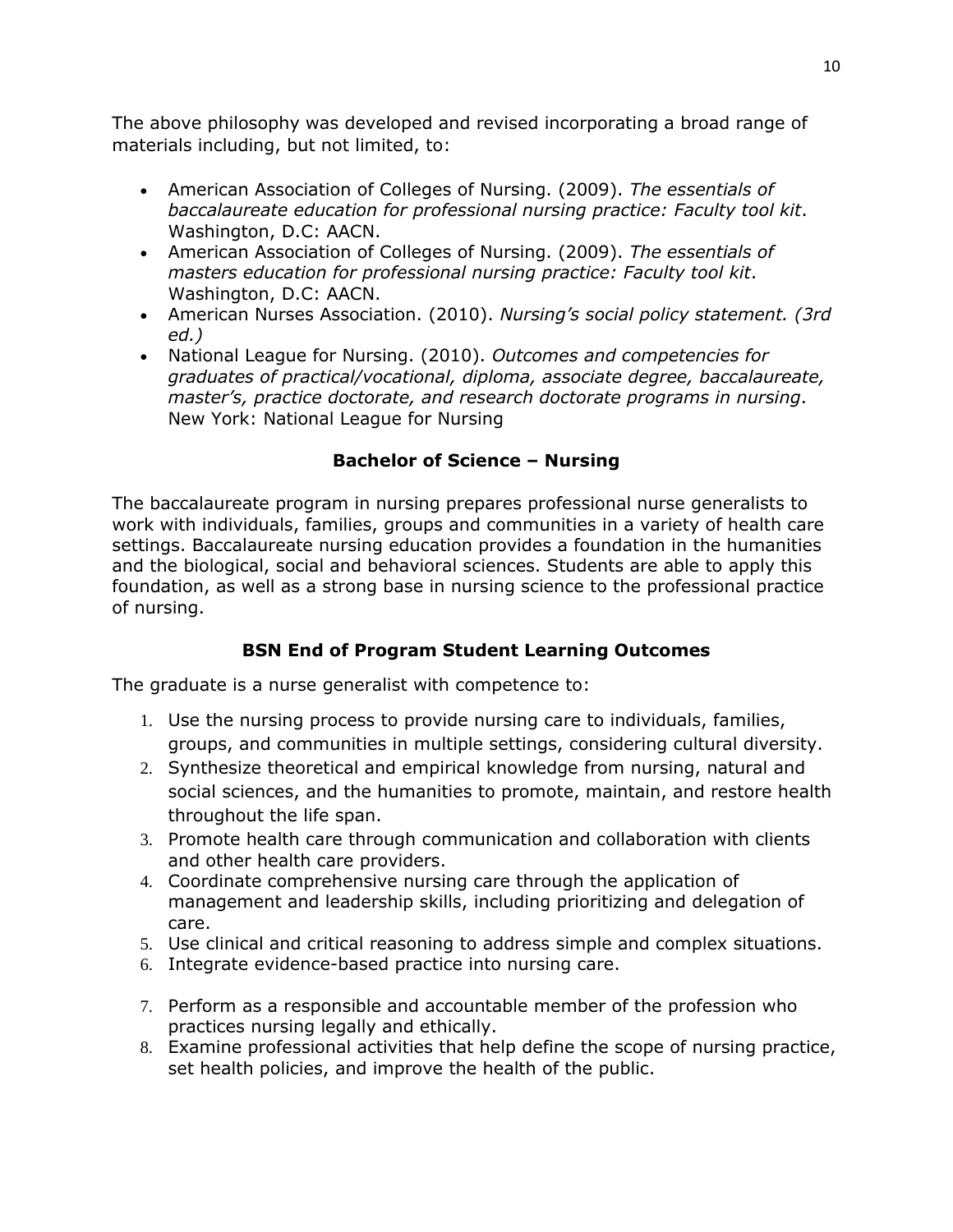The above philosophy was developed and revised incorporating a broad range of materials including, but not limited, to:

- American Association of Colleges of Nursing. (2009). *The essentials of baccalaureate education for professional nursing practice: Faculty tool kit*. Washington, D.C: AACN.
- American Association of Colleges of Nursing. (2009). *The essentials of masters education for professional nursing practice: Faculty tool kit*. Washington, D.C: AACN.
- American Nurses Association. (2010). *Nursing's social policy statement. (3rd ed.)*
- National League for Nursing. (2010). *Outcomes and competencies for graduates of practical/vocational, diploma, associate degree, baccalaureate, master's, practice doctorate, and research doctorate programs in nursing*. New York: National League for Nursing

## Bachelor of Science – Nursing

The baccalaureate program in nursing prepares professional nurse generalists to work with individuals, families, groups and communities in a variety of health care settings. Baccalaureate nursing education provides a foundation in the humanities and the biological, social and behavioral sciences. Students are able to apply this foundation, as well as a strong base in nursing science to the professional practice of nursing.

## BSN End of Program Student Learning Outcomes

The graduate is a nurse generalist with competence to:

1. Use the nursing process to provide nursing care to individuals, families, groups, and communities in multiple settings, considering cultural diversity.
2. Synthesize theoretical and empirical knowledge from nursing, natural and social sciences, and the humanities to promote, maintain, and restore health throughout the life span.
3. Promote health care through communication and collaboration with clients and other health care providers.
4. Coordinate comprehensive nursing care through the application of management and leadership skills, including prioritizing and delegation of care.
5. Use clinical and critical reasoning to address simple and complex situations.
6. Integrate evidence-based practice into nursing care.
7. Perform as a responsible and accountable member of the profession who practices nursing legally and ethically.
8. Examine professional activities that help define the scope of nursing practice, set health policies, and improve the health of the public.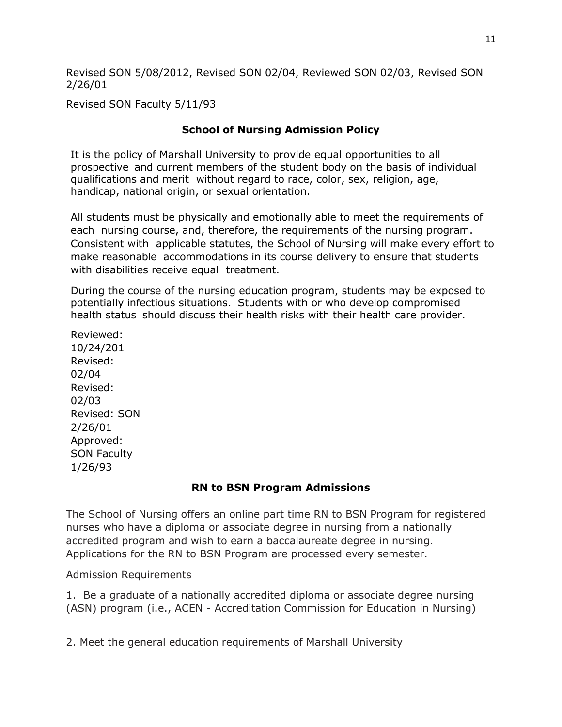Revised SON 5/08/2012, Revised SON 02/04, Reviewed SON 02/03, Revised SON 2/26/01

Revised SON Faculty 5/11/93

### School of Nursing Admission Policy

It is the policy of Marshall University to provide equal opportunities to all prospective and current members of the student body on the basis of individual qualifications and merit without regard to race, color, sex, religion, age, handicap, national origin, or sexual orientation.

All students must be physically and emotionally able to meet the requirements of each nursing course, and, therefore, the requirements of the nursing program. Consistent with applicable statutes, the School of Nursing will make every effort to make reasonable accommodations in its course delivery to ensure that students with disabilities receive equal treatment.

During the course of the nursing education program, students may be exposed to potentially infectious situations. Students with or who develop compromised health status should discuss their health risks with their health care provider.

Reviewed: 10/24/201
Revised: 02/04
Revised: 02/03
Revised: SON 2/26/01
Approved: SON Faculty 1/26/93

### RN to BSN Program Admissions

The School of Nursing offers an online part time RN to BSN Program for registered nurses who have a diploma or associate degree in nursing from a nationally accredited program and wish to earn a baccalaureate degree in nursing. Applications for the RN to BSN Program are processed every semester.

Admission Requirements

1. Be a graduate of a nationally accredited diploma or associate degree nursing (ASN) program (i.e., ACEN - Accreditation Commission for Education in Nursing)

2. Meet the general education requirements of Marshall University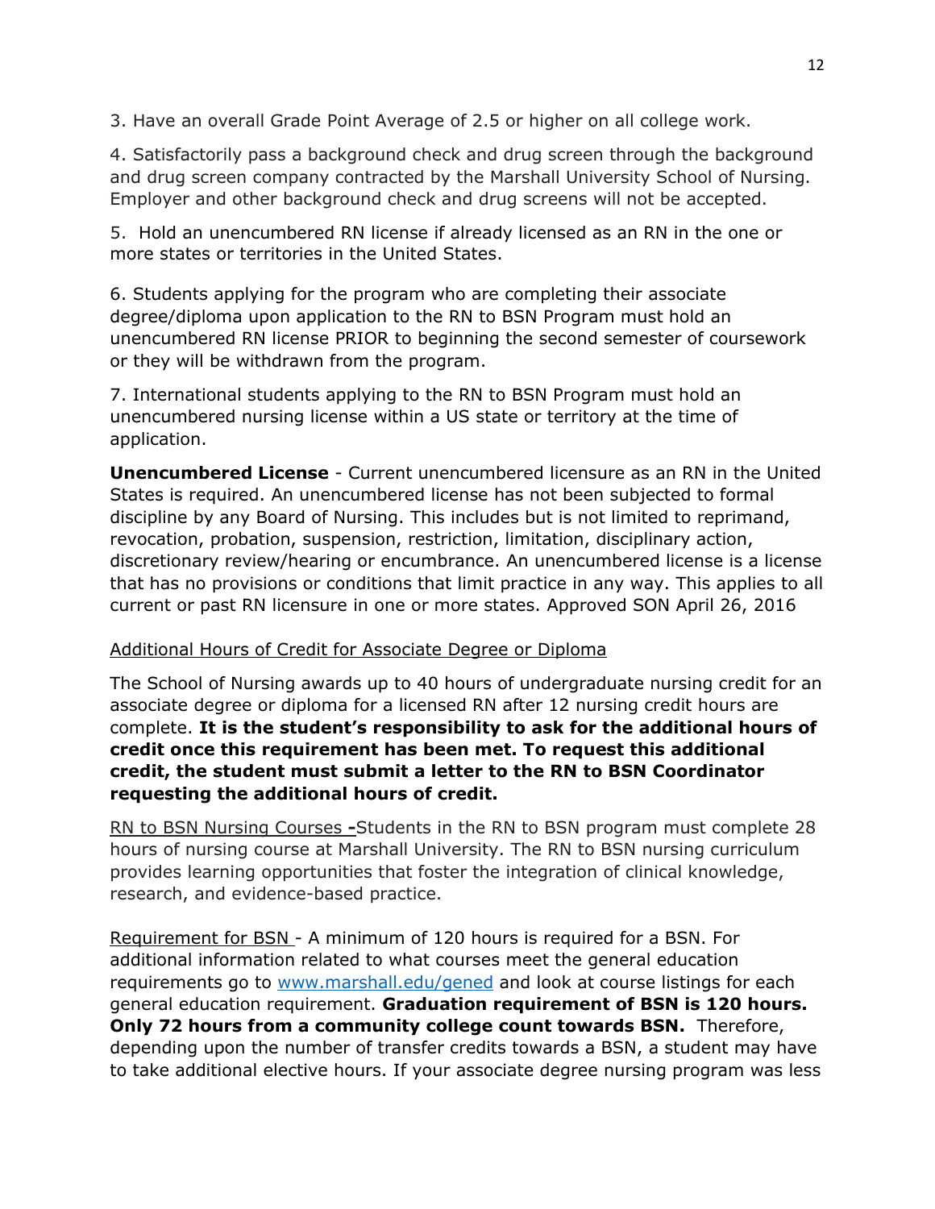3. Have an overall Grade Point Average of 2.5 or higher on all college work.

4. Satisfactorily pass a background check and drug screen through the background and drug screen company contracted by the Marshall University School of Nursing. Employer and other background check and drug screens will not be accepted.

5. Hold an unencumbered RN license if already licensed as an RN in the one or more states or territories in the United States.

6. Students applying for the program who are completing their associate degree/diploma upon application to the RN to BSN Program must hold an unencumbered RN license PRIOR to beginning the second semester of coursework or they will be withdrawn from the program.

7. International students applying to the RN to BSN Program must hold an unencumbered nursing license within a US state or territory at the time of application.

**Unencumbered License** - Current unencumbered licensure as an RN in the United States is required. An unencumbered license has not been subjected to formal discipline by any Board of Nursing. This includes but is not limited to reprimand, revocation, probation, suspension, restriction, limitation, disciplinary action, discretionary review/hearing or encumbrance. An unencumbered license is a license that has no provisions or conditions that limit practice in any way. This applies to all current or past RN licensure in one or more states. Approved SON April 26, 2016

Additional Hours of Credit for Associate Degree or Diploma

The School of Nursing awards up to 40 hours of undergraduate nursing credit for an associate degree or diploma for a licensed RN after 12 nursing credit hours are complete. **It is the student's responsibility to ask for the additional hours of credit once this requirement has been met. To request this additional credit, the student must submit a letter to the RN to BSN Coordinator requesting the additional hours of credit.**

RN to BSN Nursing Courses **-**Students in the RN to BSN program must complete 28 hours of nursing course at Marshall University. The RN to BSN nursing curriculum provides learning opportunities that foster the integration of clinical knowledge, research, and evidence-based practice.

Requirement for BSN - A minimum of 120 hours is required for a BSN. For additional information related to what courses meet the general education requirements go to www.marshall.edu/gened and look at course listings for each general education requirement. **Graduation requirement of BSN is 120 hours. Only 72 hours from a community college count towards BSN.** Therefore, depending upon the number of transfer credits towards a BSN, a student may have to take additional elective hours. If your associate degree nursing program was less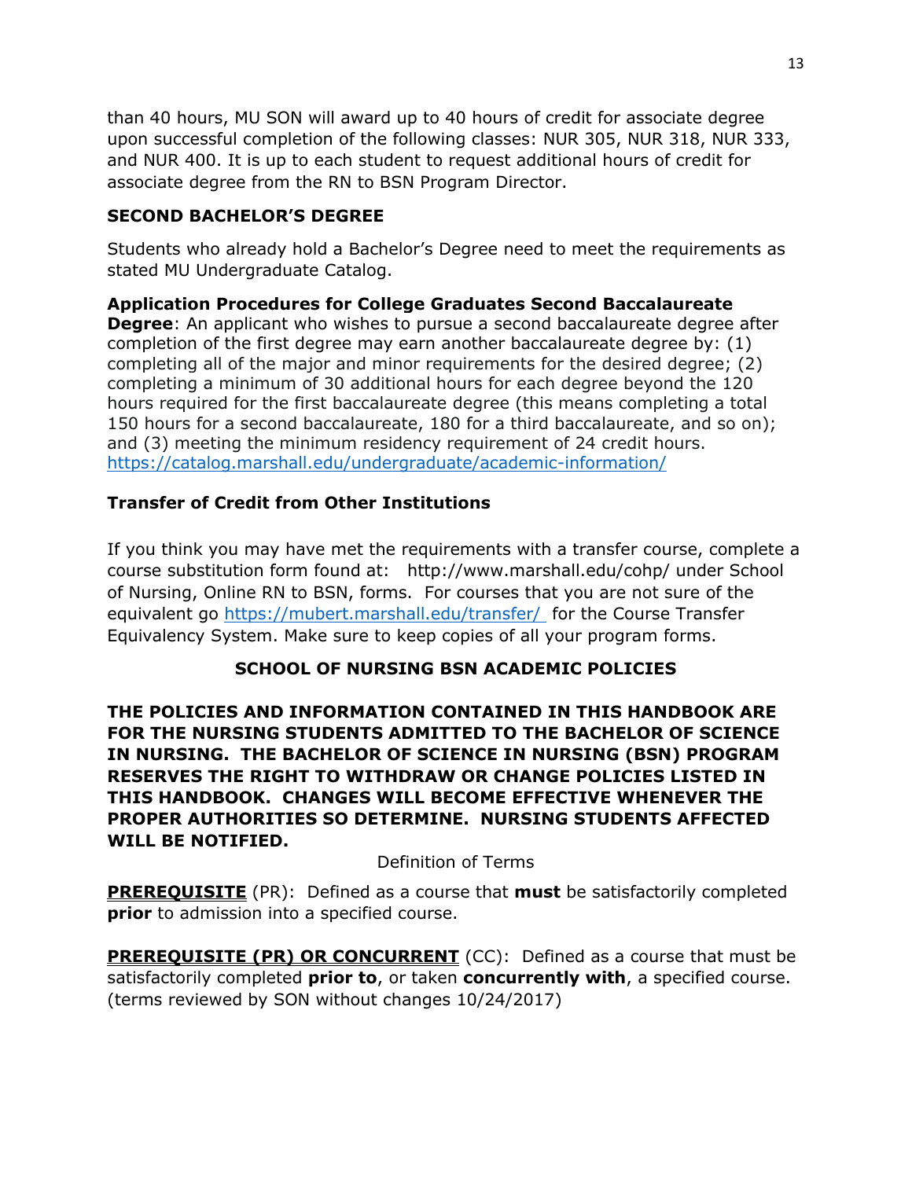than 40 hours, MU SON will award up to 40 hours of credit for associate degree upon successful completion of the following classes: NUR 305, NUR 318, NUR 333, and NUR 400. It is up to each student to request additional hours of credit for associate degree from the RN to BSN Program Director.

### SECOND BACHELOR'S DEGREE

Students who already hold a Bachelor's Degree need to meet the requirements as stated MU Undergraduate Catalog.

**Application Procedures for College Graduates Second Baccalaureate Degree**: An applicant who wishes to pursue a second baccalaureate degree after completion of the first degree may earn another baccalaureate degree by: (1) completing all of the major and minor requirements for the desired degree; (2) completing a minimum of 30 additional hours for each degree beyond the 120 hours required for the first baccalaureate degree (this means completing a total 150 hours for a second baccalaureate, 180 for a third baccalaureate, and so on); and (3) meeting the minimum residency requirement of 24 credit hours. https://catalog.marshall.edu/undergraduate/academic-information/

### Transfer of Credit from Other Institutions

If you think you may have met the requirements with a transfer course, complete a course substitution form found at: http://www.marshall.edu/cohp/ under School of Nursing, Online RN to BSN, forms. For courses that you are not sure of the equivalent go https://mubert.marshall.edu/transfer/ for the Course Transfer Equivalency System. Make sure to keep copies of all your program forms.

## SCHOOL OF NURSING BSN ACADEMIC POLICIES

**THE POLICIES AND INFORMATION CONTAINED IN THIS HANDBOOK ARE FOR THE NURSING STUDENTS ADMITTED TO THE BACHELOR OF SCIENCE IN NURSING. THE BACHELOR OF SCIENCE IN NURSING (BSN) PROGRAM RESERVES THE RIGHT TO WITHDRAW OR CHANGE POLICIES LISTED IN THIS HANDBOOK. CHANGES WILL BECOME EFFECTIVE WHENEVER THE PROPER AUTHORITIES SO DETERMINE. NURSING STUDENTS AFFECTED WILL BE NOTIFIED.**

Definition of Terms

**PREREQUISITE** (PR): Defined as a course that **must** be satisfactorily completed **prior** to admission into a specified course.

**PREREQUISITE (PR) OR CONCURRENT** (CC): Defined as a course that must be satisfactorily completed **prior to**, or taken **concurrently with**, a specified course. (terms reviewed by SON without changes 10/24/2017)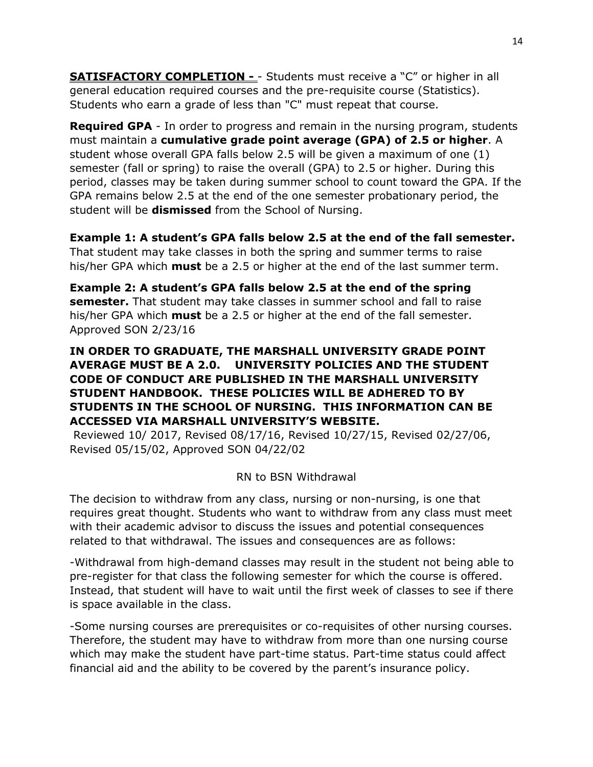**SATISFACTORY COMPLETION -** - Students must receive a "C" or higher in all general education required courses and the pre-requisite course (Statistics). Students who earn a grade of less than "C" must repeat that course.

**Required GPA** - In order to progress and remain in the nursing program, students must maintain a **cumulative grade point average (GPA) of 2.5 or higher**. A student whose overall GPA falls below 2.5 will be given a maximum of one (1) semester (fall or spring) to raise the overall (GPA) to 2.5 or higher. During this period, classes may be taken during summer school to count toward the GPA. If the GPA remains below 2.5 at the end of the one semester probationary period, the student will be **dismissed** from the School of Nursing.

**Example 1: A student's GPA falls below 2.5 at the end of the fall semester.** That student may take classes in both the spring and summer terms to raise his/her GPA which **must** be a 2.5 or higher at the end of the last summer term.

**Example 2: A student's GPA falls below 2.5 at the end of the spring semester.** That student may take classes in summer school and fall to raise his/her GPA which **must** be a 2.5 or higher at the end of the fall semester.
Approved SON 2/23/16

**IN ORDER TO GRADUATE, THE MARSHALL UNIVERSITY GRADE POINT AVERAGE MUST BE A 2.0. UNIVERSITY POLICIES AND THE STUDENT CODE OF CONDUCT ARE PUBLISHED IN THE MARSHALL UNIVERSITY STUDENT HANDBOOK. THESE POLICIES WILL BE ADHERED TO BY STUDENTS IN THE SCHOOL OF NURSING. THIS INFORMATION CAN BE ACCESSED VIA MARSHALL UNIVERSITY'S WEBSITE.**
Reviewed 10/ 2017, Revised 08/17/16, Revised 10/27/15, Revised 02/27/06, Revised 05/15/02, Approved SON 04/22/02

## RN to BSN Withdrawal

The decision to withdraw from any class, nursing or non-nursing, is one that requires great thought. Students who want to withdraw from any class must meet with their academic advisor to discuss the issues and potential consequences related to that withdrawal. The issues and consequences are as follows:

-Withdrawal from high-demand classes may result in the student not being able to pre-register for that class the following semester for which the course is offered. Instead, that student will have to wait until the first week of classes to see if there is space available in the class.

-Some nursing courses are prerequisites or co-requisites of other nursing courses. Therefore, the student may have to withdraw from more than one nursing course which may make the student have part-time status. Part-time status could affect financial aid and the ability to be covered by the parent's insurance policy.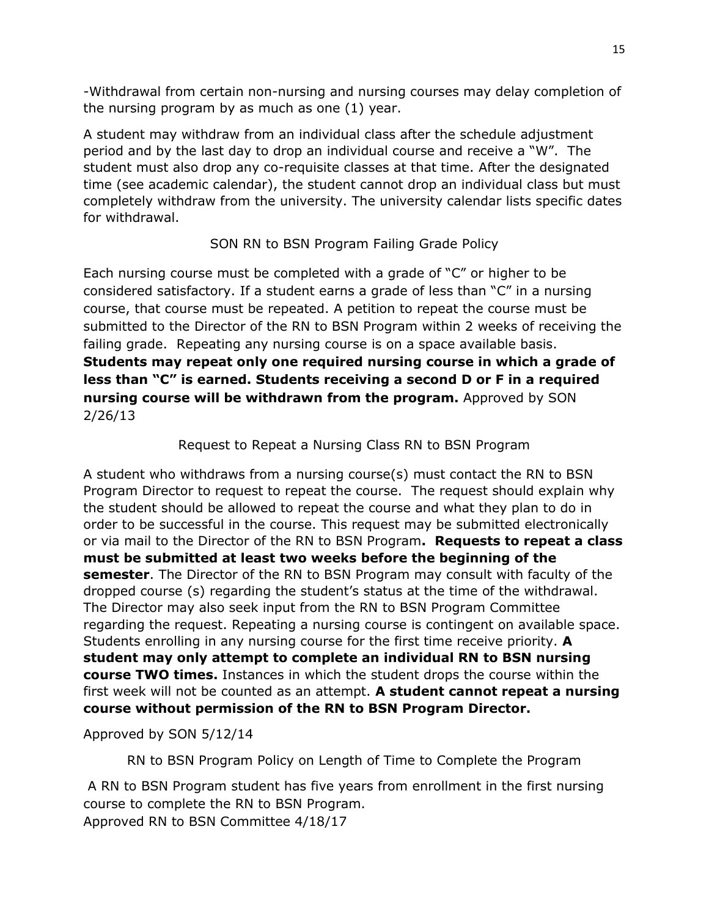-Withdrawal from certain non-nursing and nursing courses may delay completion of the nursing program by as much as one (1) year.

A student may withdraw from an individual class after the schedule adjustment period and by the last day to drop an individual course and receive a "W". The student must also drop any co-requisite classes at that time. After the designated time (see academic calendar), the student cannot drop an individual class but must completely withdraw from the university. The university calendar lists specific dates for withdrawal.

## SON RN to BSN Program Failing Grade Policy

Each nursing course must be completed with a grade of "C" or higher to be considered satisfactory. If a student earns a grade of less than "C" in a nursing course, that course must be repeated. A petition to repeat the course must be submitted to the Director of the RN to BSN Program within 2 weeks of receiving the failing grade. Repeating any nursing course is on a space available basis. **Students may repeat only one required nursing course in which a grade of less than "C" is earned. Students receiving a second D or F in a required nursing course will be withdrawn from the program.** Approved by SON 2/26/13

## Request to Repeat a Nursing Class RN to BSN Program

A student who withdraws from a nursing course(s) must contact the RN to BSN Program Director to request to repeat the course. The request should explain why the student should be allowed to repeat the course and what they plan to do in order to be successful in the course. This request may be submitted electronically or via mail to the Director of the RN to BSN Program**. Requests to repeat a class must be submitted at least two weeks before the beginning of the semester**. The Director of the RN to BSN Program may consult with faculty of the dropped course (s) regarding the student's status at the time of the withdrawal. The Director may also seek input from the RN to BSN Program Committee regarding the request. Repeating a nursing course is contingent on available space. Students enrolling in any nursing course for the first time receive priority. **A student may only attempt to complete an individual RN to BSN nursing course TWO times.** Instances in which the student drops the course within the first week will not be counted as an attempt. **A student cannot repeat a nursing course without permission of the RN to BSN Program Director.**

Approved by SON 5/12/14

## RN to BSN Program Policy on Length of Time to Complete the Program

A RN to BSN Program student has five years from enrollment in the first nursing course to complete the RN to BSN Program.
Approved RN to BSN Committee 4/18/17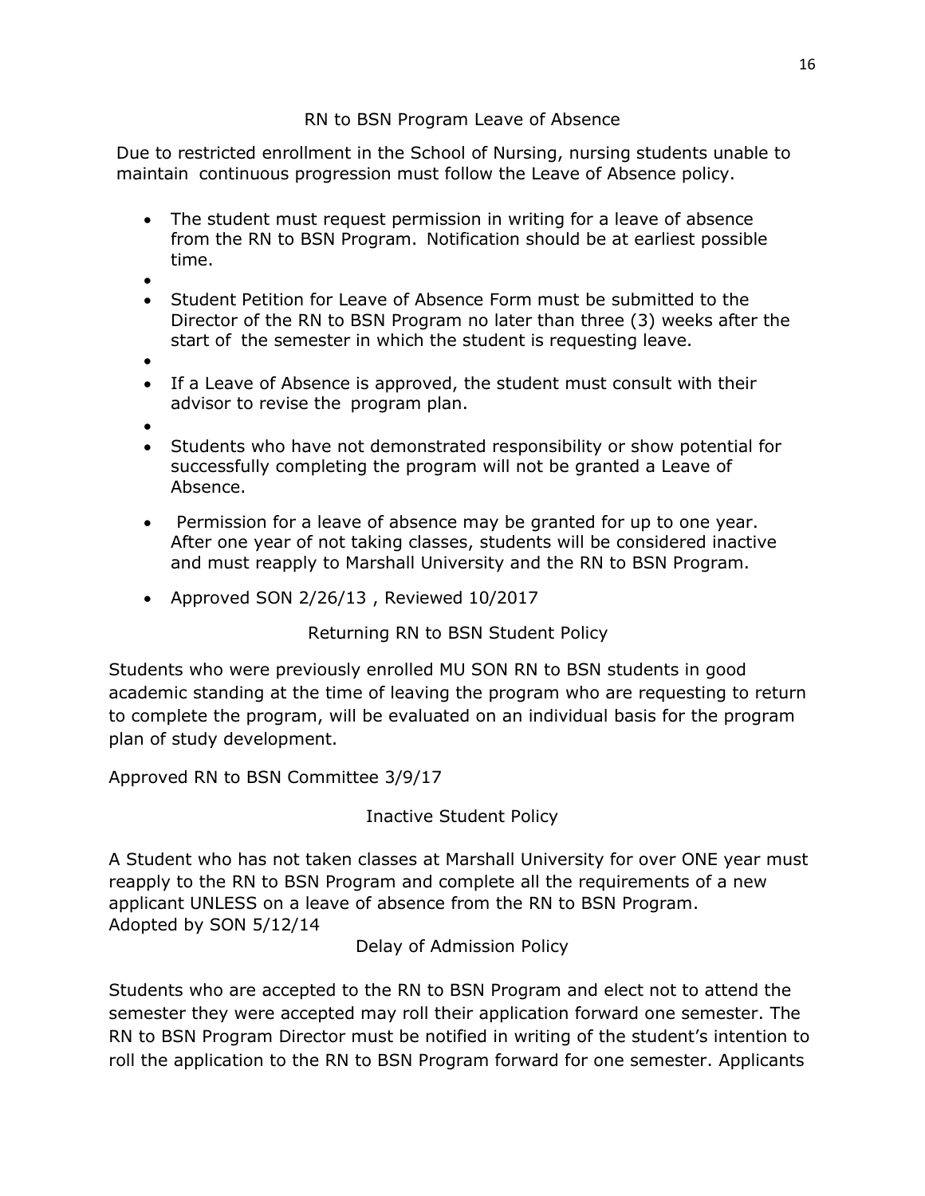## RN to BSN Program Leave of Absence

Due to restricted enrollment in the School of Nursing, nursing students unable to maintain continuous progression must follow the Leave of Absence policy.

- The student must request permission in writing for a leave of absence from the RN to BSN Program. Notification should be at earliest possible time.
- Student Petition for Leave of Absence Form must be submitted to the Director of the RN to BSN Program no later than three (3) weeks after the start of the semester in which the student is requesting leave.
- If a Leave of Absence is approved, the student must consult with their advisor to revise the program plan.
- Students who have not demonstrated responsibility or show potential for successfully completing the program will not be granted a Leave of Absence.
- Permission for a leave of absence may be granted for up to one year. After one year of not taking classes, students will be considered inactive and must reapply to Marshall University and the RN to BSN Program.
- Approved SON 2/26/13 , Reviewed 10/2017

## Returning RN to BSN Student Policy

Students who were previously enrolled MU SON RN to BSN students in good academic standing at the time of leaving the program who are requesting to return to complete the program, will be evaluated on an individual basis for the program plan of study development.

Approved RN to BSN Committee 3/9/17

## Inactive Student Policy

A Student who has not taken classes at Marshall University for over ONE year must reapply to the RN to BSN Program and complete all the requirements of a new applicant UNLESS on a leave of absence from the RN to BSN Program.
Adopted by SON 5/12/14

## Delay of Admission Policy

Students who are accepted to the RN to BSN Program and elect not to attend the semester they were accepted may roll their application forward one semester. The RN to BSN Program Director must be notified in writing of the student's intention to roll the application to the RN to BSN Program forward for one semester. Applicants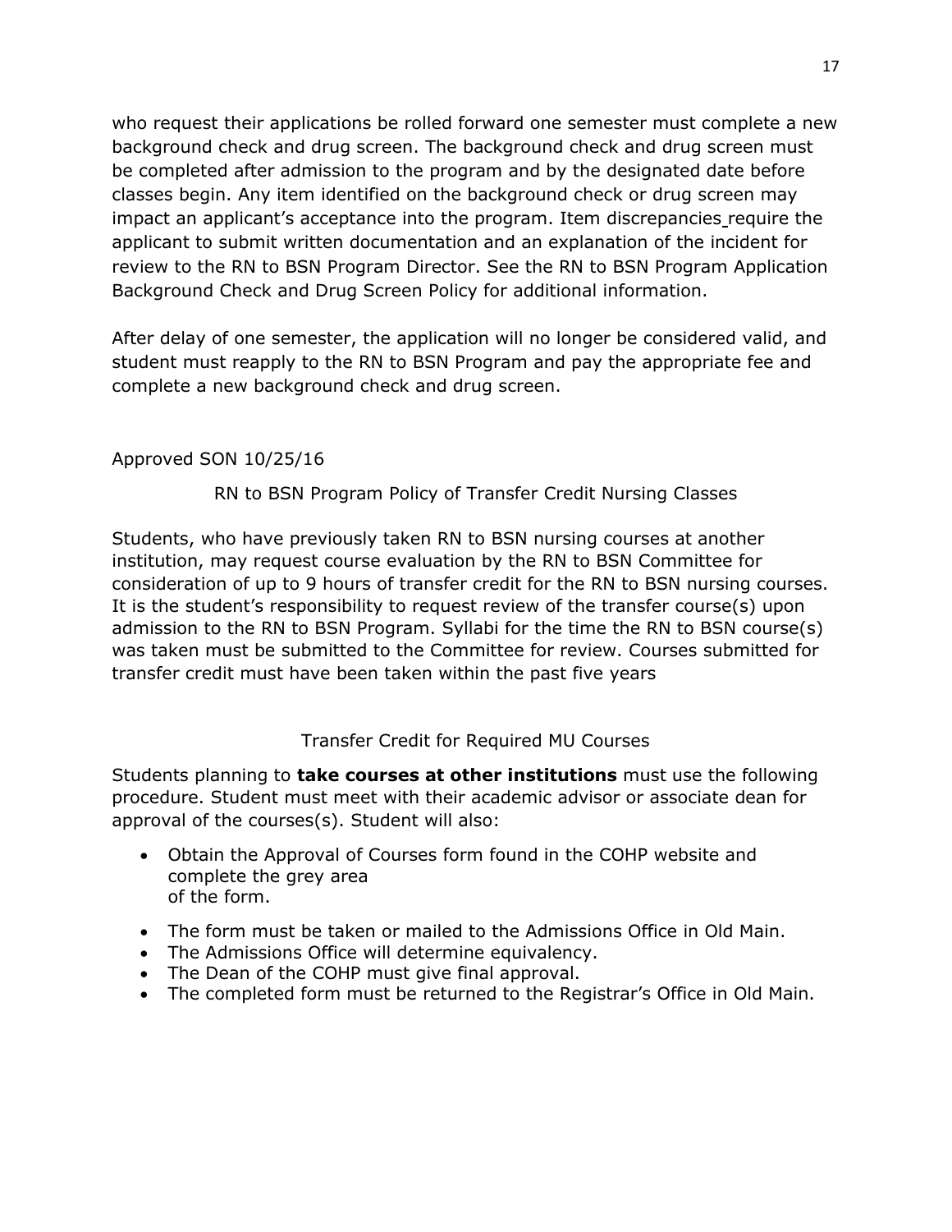who request their applications be rolled forward one semester must complete a new background check and drug screen. The background check and drug screen must be completed after admission to the program and by the designated date before classes begin. Any item identified on the background check or drug screen may impact an applicant's acceptance into the program. Item discrepancies require the applicant to submit written documentation and an explanation of the incident for review to the RN to BSN Program Director. See the RN to BSN Program Application Background Check and Drug Screen Policy for additional information.

After delay of one semester, the application will no longer be considered valid, and student must reapply to the RN to BSN Program and pay the appropriate fee and complete a new background check and drug screen.

Approved SON 10/25/16

## RN to BSN Program Policy of Transfer Credit Nursing Classes

Students, who have previously taken RN to BSN nursing courses at another institution, may request course evaluation by the RN to BSN Committee for consideration of up to 9 hours of transfer credit for the RN to BSN nursing courses. It is the student's responsibility to request review of the transfer course(s) upon admission to the RN to BSN Program. Syllabi for the time the RN to BSN course(s) was taken must be submitted to the Committee for review. Courses submitted for transfer credit must have been taken within the past five years

## Transfer Credit for Required MU Courses

Students planning to **take courses at other institutions** must use the following procedure. Student must meet with their academic advisor or associate dean for approval of the courses(s). Student will also:

- Obtain the Approval of Courses form found in the COHP website and complete the grey area of the form.
- The form must be taken or mailed to the Admissions Office in Old Main.
- The Admissions Office will determine equivalency.
- The Dean of the COHP must give final approval.
- The completed form must be returned to the Registrar's Office in Old Main.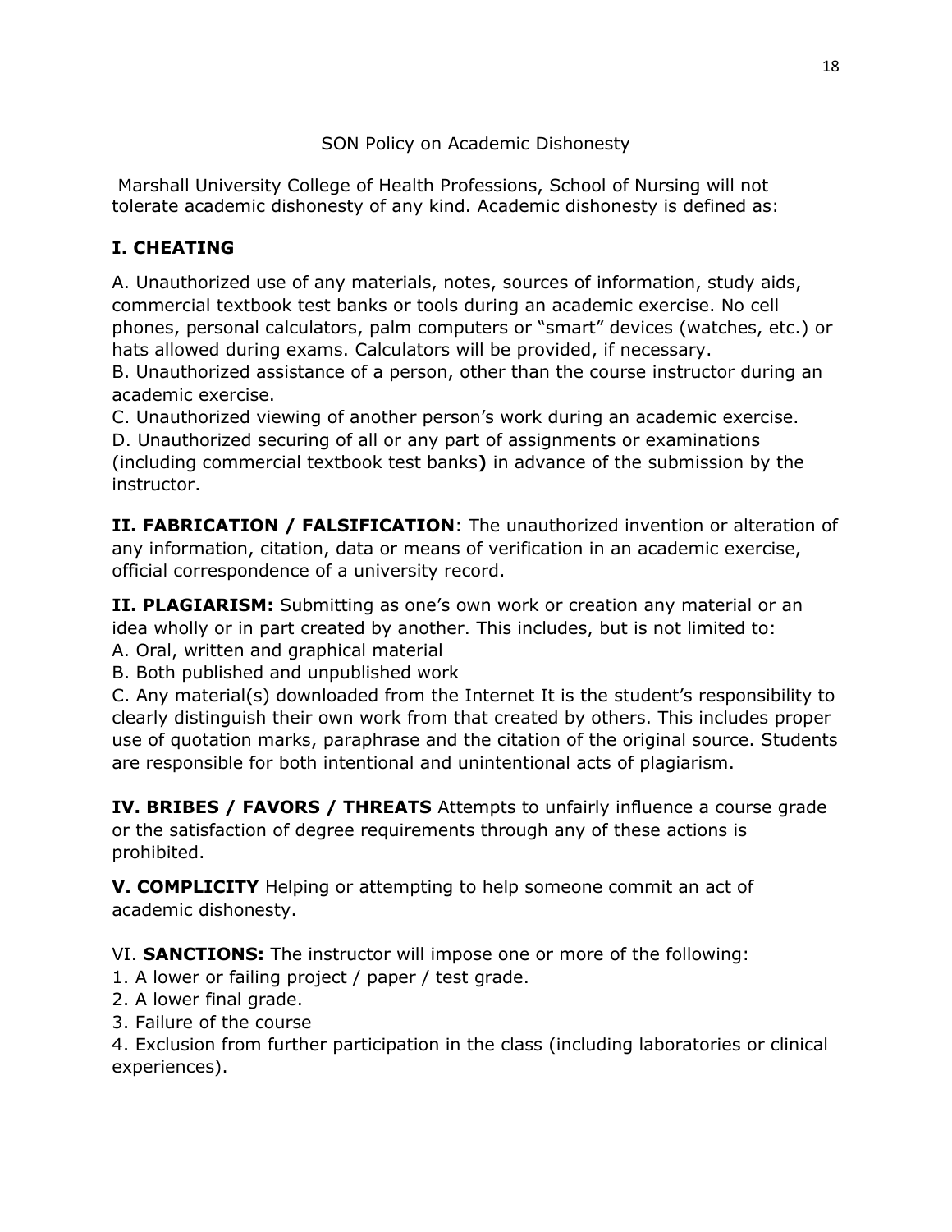SON Policy on Academic Dishonesty

Marshall University College of Health Professions, School of Nursing will not tolerate academic dishonesty of any kind. Academic dishonesty is defined as:

**I. CHEATING**

A. Unauthorized use of any materials, notes, sources of information, study aids, commercial textbook test banks or tools during an academic exercise. No cell phones, personal calculators, palm computers or "smart" devices (watches, etc.) or hats allowed during exams. Calculators will be provided, if necessary.
B. Unauthorized assistance of a person, other than the course instructor during an academic exercise.
C. Unauthorized viewing of another person's work during an academic exercise.
D. Unauthorized securing of all or any part of assignments or examinations (including commercial textbook test banks**)** in advance of the submission by the instructor.

**II. FABRICATION / FALSIFICATION**: The unauthorized invention or alteration of any information, citation, data or means of verification in an academic exercise, official correspondence of a university record.

**II. PLAGIARISM:** Submitting as one's own work or creation any material or an idea wholly or in part created by another. This includes, but is not limited to:
A. Oral, written and graphical material
B. Both published and unpublished work
C. Any material(s) downloaded from the Internet It is the student's responsibility to clearly distinguish their own work from that created by others. This includes proper use of quotation marks, paraphrase and the citation of the original source. Students are responsible for both intentional and unintentional acts of plagiarism.

**IV. BRIBES / FAVORS / THREATS** Attempts to unfairly influence a course grade or the satisfaction of degree requirements through any of these actions is prohibited.

**V. COMPLICITY** Helping or attempting to help someone commit an act of academic dishonesty.

VI. **SANCTIONS:** The instructor will impose one or more of the following:
1. A lower or failing project / paper / test grade.
2. A lower final grade.
3. Failure of the course
4. Exclusion from further participation in the class (including laboratories or clinical experiences).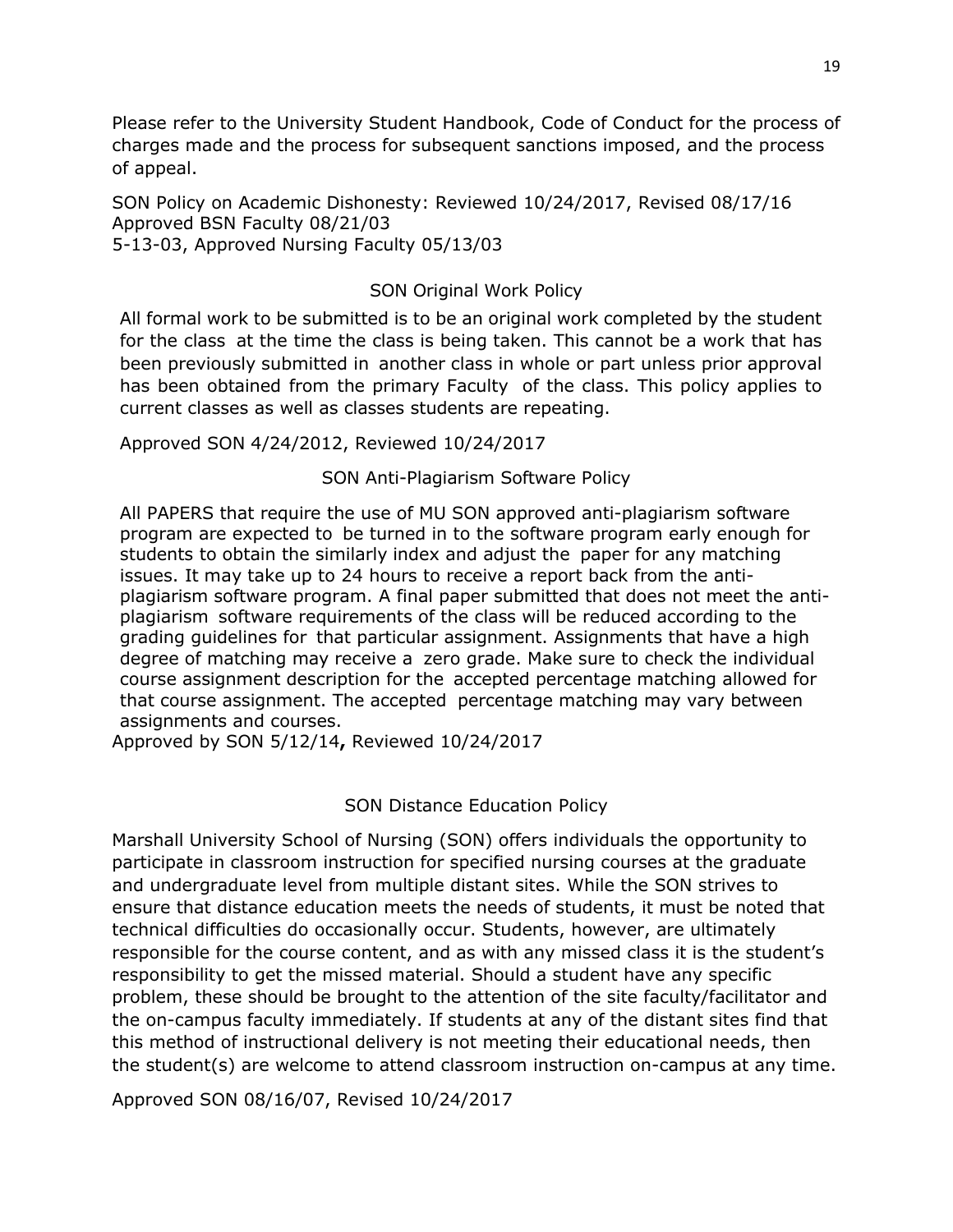Please refer to the University Student Handbook, Code of Conduct for the process of charges made and the process for subsequent sanctions imposed, and the process of appeal.

SON Policy on Academic Dishonesty: Reviewed 10/24/2017, Revised 08/17/16
Approved BSN Faculty 08/21/03
5-13-03, Approved Nursing Faculty 05/13/03

## SON Original Work Policy

All formal work to be submitted is to be an original work completed by the student for the class at the time the class is being taken. This cannot be a work that has been previously submitted in another class in whole or part unless prior approval has been obtained from the primary Faculty of the class. This policy applies to current classes as well as classes students are repeating.

Approved SON 4/24/2012, Reviewed 10/24/2017

## SON Anti-Plagiarism Software Policy

All PAPERS that require the use of MU SON approved anti-plagiarism software program are expected to be turned in to the software program early enough for students to obtain the similarly index and adjust the paper for any matching issues. It may take up to 24 hours to receive a report back from the anti-plagiarism software program. A final paper submitted that does not meet the anti-plagiarism software requirements of the class will be reduced according to the grading guidelines for that particular assignment. Assignments that have a high degree of matching may receive a zero grade. Make sure to check the individual course assignment description for the accepted percentage matching allowed for that course assignment. The accepted percentage matching may vary between assignments and courses.
Approved by SON 5/12/14**,** Reviewed 10/24/2017

## SON Distance Education Policy

Marshall University School of Nursing (SON) offers individuals the opportunity to participate in classroom instruction for specified nursing courses at the graduate and undergraduate level from multiple distant sites. While the SON strives to ensure that distance education meets the needs of students, it must be noted that technical difficulties do occasionally occur. Students, however, are ultimately responsible for the course content, and as with any missed class it is the student's responsibility to get the missed material. Should a student have any specific problem, these should be brought to the attention of the site faculty/facilitator and the on-campus faculty immediately. If students at any of the distant sites find that this method of instructional delivery is not meeting their educational needs, then the student(s) are welcome to attend classroom instruction on-campus at any time.

Approved SON 08/16/07, Revised 10/24/2017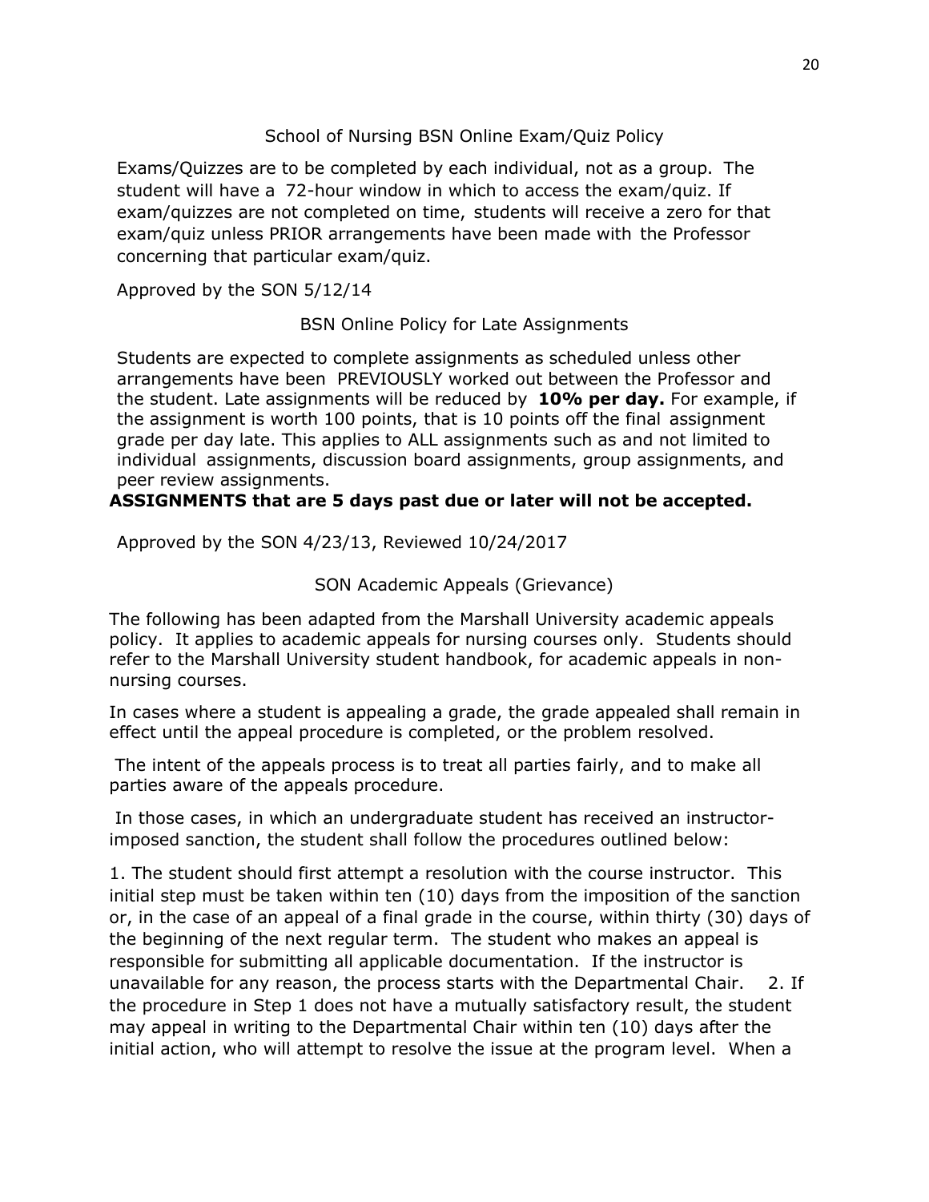## School of Nursing BSN Online Exam/Quiz Policy

Exams/Quizzes are to be completed by each individual, not as a group. The student will have a 72-hour window in which to access the exam/quiz. If exam/quizzes are not completed on time, students will receive a zero for that exam/quiz unless PRIOR arrangements have been made with the Professor concerning that particular exam/quiz.

Approved by the SON 5/12/14

## BSN Online Policy for Late Assignments

Students are expected to complete assignments as scheduled unless other arrangements have been PREVIOUSLY worked out between the Professor and the student. Late assignments will be reduced by **10% per day.** For example, if the assignment is worth 100 points, that is 10 points off the final assignment grade per day late. This applies to ALL assignments such as and not limited to individual assignments, discussion board assignments, group assignments, and peer review assignments.

**ASSIGNMENTS that are 5 days past due or later will not be accepted.**

Approved by the SON 4/23/13, Reviewed 10/24/2017

## SON Academic Appeals (Grievance)

The following has been adapted from the Marshall University academic appeals policy. It applies to academic appeals for nursing courses only. Students should refer to the Marshall University student handbook, for academic appeals in non-nursing courses.

In cases where a student is appealing a grade, the grade appealed shall remain in effect until the appeal procedure is completed, or the problem resolved.

The intent of the appeals process is to treat all parties fairly, and to make all parties aware of the appeals procedure.

In those cases, in which an undergraduate student has received an instructor-imposed sanction, the student shall follow the procedures outlined below:

1. The student should first attempt a resolution with the course instructor. This initial step must be taken within ten (10) days from the imposition of the sanction or, in the case of an appeal of a final grade in the course, within thirty (30) days of the beginning of the next regular term. The student who makes an appeal is responsible for submitting all applicable documentation. If the instructor is unavailable for any reason, the process starts with the Departmental Chair. 2. If the procedure in Step 1 does not have a mutually satisfactory result, the student may appeal in writing to the Departmental Chair within ten (10) days after the initial action, who will attempt to resolve the issue at the program level. When a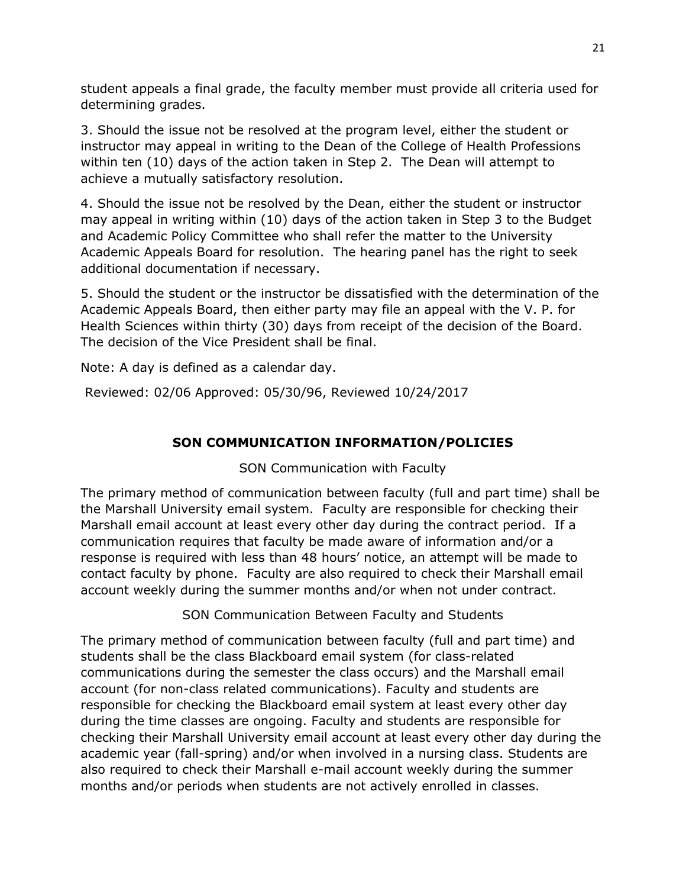student appeals a final grade, the faculty member must provide all criteria used for determining grades.

3. Should the issue not be resolved at the program level, either the student or instructor may appeal in writing to the Dean of the College of Health Professions within ten (10) days of the action taken in Step 2. The Dean will attempt to achieve a mutually satisfactory resolution.

4. Should the issue not be resolved by the Dean, either the student or instructor may appeal in writing within (10) days of the action taken in Step 3 to the Budget and Academic Policy Committee who shall refer the matter to the University Academic Appeals Board for resolution. The hearing panel has the right to seek additional documentation if necessary.

5. Should the student or the instructor be dissatisfied with the determination of the Academic Appeals Board, then either party may file an appeal with the V. P. for Health Sciences within thirty (30) days from receipt of the decision of the Board. The decision of the Vice President shall be final.

Note: A day is defined as a calendar day.

Reviewed: 02/06 Approved: 05/30/96, Reviewed 10/24/2017

## SON COMMUNICATION INFORMATION/POLICIES

### SON Communication with Faculty

The primary method of communication between faculty (full and part time) shall be the Marshall University email system. Faculty are responsible for checking their Marshall email account at least every other day during the contract period. If a communication requires that faculty be made aware of information and/or a response is required with less than 48 hours' notice, an attempt will be made to contact faculty by phone. Faculty are also required to check their Marshall email account weekly during the summer months and/or when not under contract.

### SON Communication Between Faculty and Students

The primary method of communication between faculty (full and part time) and students shall be the class Blackboard email system (for class-related communications during the semester the class occurs) and the Marshall email account (for non-class related communications). Faculty and students are responsible for checking the Blackboard email system at least every other day during the time classes are ongoing. Faculty and students are responsible for checking their Marshall University email account at least every other day during the academic year (fall-spring) and/or when involved in a nursing class. Students are also required to check their Marshall e-mail account weekly during the summer months and/or periods when students are not actively enrolled in classes.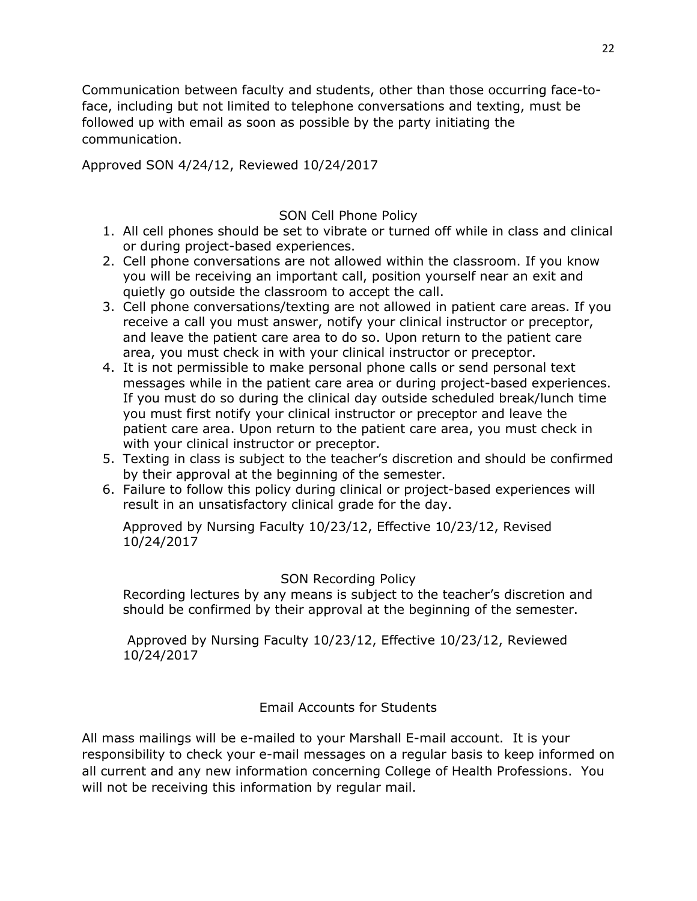Communication between faculty and students, other than those occurring face-to-face, including but not limited to telephone conversations and texting, must be followed up with email as soon as possible by the party initiating the communication.

Approved SON 4/24/12, Reviewed 10/24/2017

## SON Cell Phone Policy

1. All cell phones should be set to vibrate or turned off while in class and clinical or during project-based experiences.
2. Cell phone conversations are not allowed within the classroom. If you know you will be receiving an important call, position yourself near an exit and quietly go outside the classroom to accept the call.
3. Cell phone conversations/texting are not allowed in patient care areas. If you receive a call you must answer, notify your clinical instructor or preceptor, and leave the patient care area to do so. Upon return to the patient care area, you must check in with your clinical instructor or preceptor.
4. It is not permissible to make personal phone calls or send personal text messages while in the patient care area or during project-based experiences. If you must do so during the clinical day outside scheduled break/lunch time you must first notify your clinical instructor or preceptor and leave the patient care area. Upon return to the patient care area, you must check in with your clinical instructor or preceptor.
5. Texting in class is subject to the teacher's discretion and should be confirmed by their approval at the beginning of the semester.
6. Failure to follow this policy during clinical or project-based experiences will result in an unsatisfactory clinical grade for the day.

Approved by Nursing Faculty 10/23/12, Effective 10/23/12, Revised 10/24/2017

## SON Recording Policy

Recording lectures by any means is subject to the teacher's discretion and should be confirmed by their approval at the beginning of the semester.

Approved by Nursing Faculty 10/23/12, Effective 10/23/12, Reviewed 10/24/2017

## Email Accounts for Students

All mass mailings will be e-mailed to your Marshall E-mail account. It is your responsibility to check your e-mail messages on a regular basis to keep informed on all current and any new information concerning College of Health Professions. You will not be receiving this information by regular mail.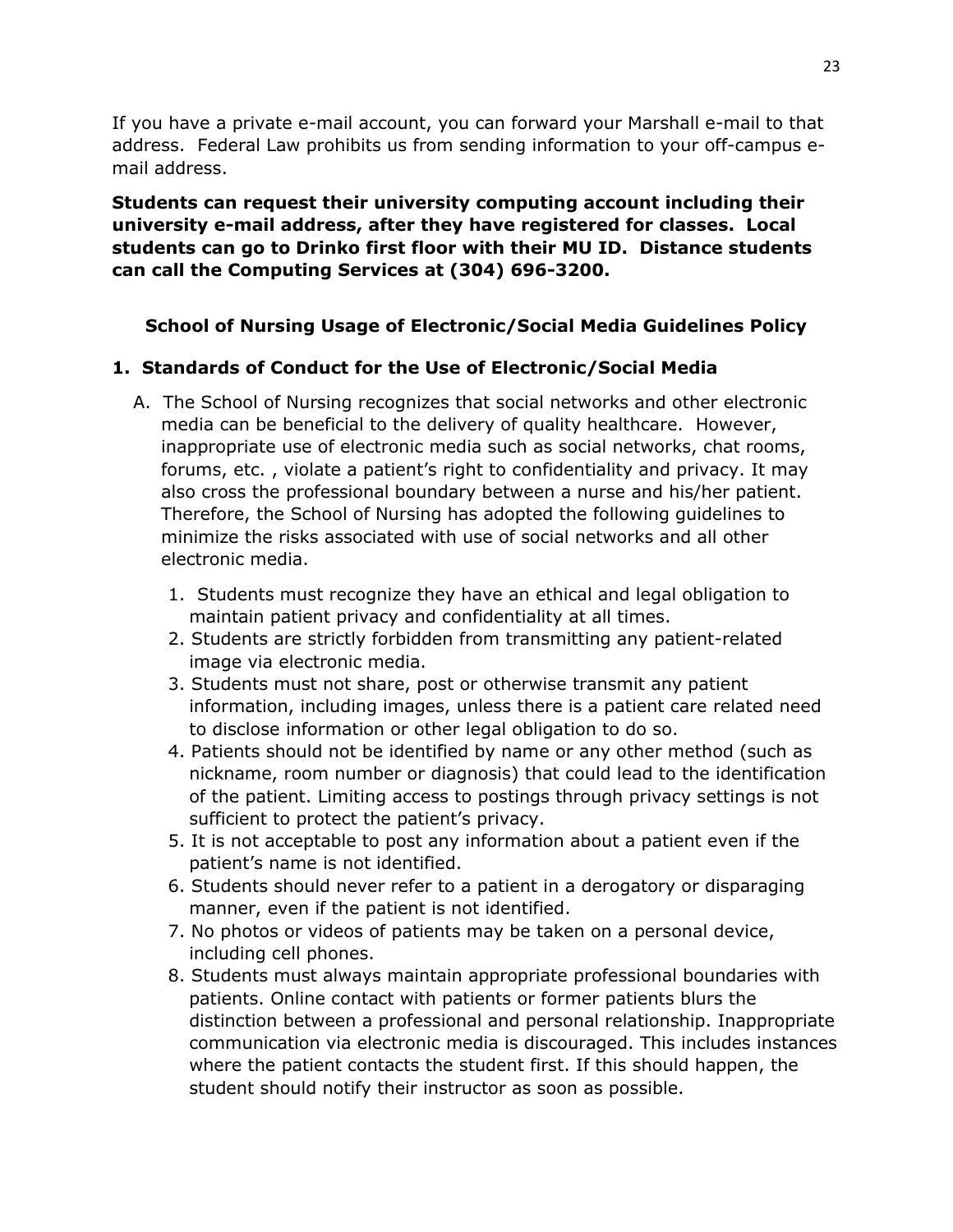If you have a private e-mail account, you can forward your Marshall e-mail to that address. Federal Law prohibits us from sending information to your off-campus e-mail address.

**Students can request their university computing account including their university e-mail address, after they have registered for classes. Local students can go to Drinko first floor with their MU ID. Distance students can call the Computing Services at (304) 696-3200.**

## School of Nursing Usage of Electronic/Social Media Guidelines Policy

### 1. Standards of Conduct for the Use of Electronic/Social Media

A. The School of Nursing recognizes that social networks and other electronic media can be beneficial to the delivery of quality healthcare. However, inappropriate use of electronic media such as social networks, chat rooms, forums, etc. , violate a patient's right to confidentiality and privacy. It may also cross the professional boundary between a nurse and his/her patient. Therefore, the School of Nursing has adopted the following guidelines to minimize the risks associated with use of social networks and all other electronic media.

1. Students must recognize they have an ethical and legal obligation to maintain patient privacy and confidentiality at all times.
2. Students are strictly forbidden from transmitting any patient-related image via electronic media.
3. Students must not share, post or otherwise transmit any patient information, including images, unless there is a patient care related need to disclose information or other legal obligation to do so.
4. Patients should not be identified by name or any other method (such as nickname, room number or diagnosis) that could lead to the identification of the patient. Limiting access to postings through privacy settings is not sufficient to protect the patient's privacy.
5. It is not acceptable to post any information about a patient even if the patient's name is not identified.
6. Students should never refer to a patient in a derogatory or disparaging manner, even if the patient is not identified.
7. No photos or videos of patients may be taken on a personal device, including cell phones.
8. Students must always maintain appropriate professional boundaries with patients. Online contact with patients or former patients blurs the distinction between a professional and personal relationship. Inappropriate communication via electronic media is discouraged. This includes instances where the patient contacts the student first. If this should happen, the student should notify their instructor as soon as possible.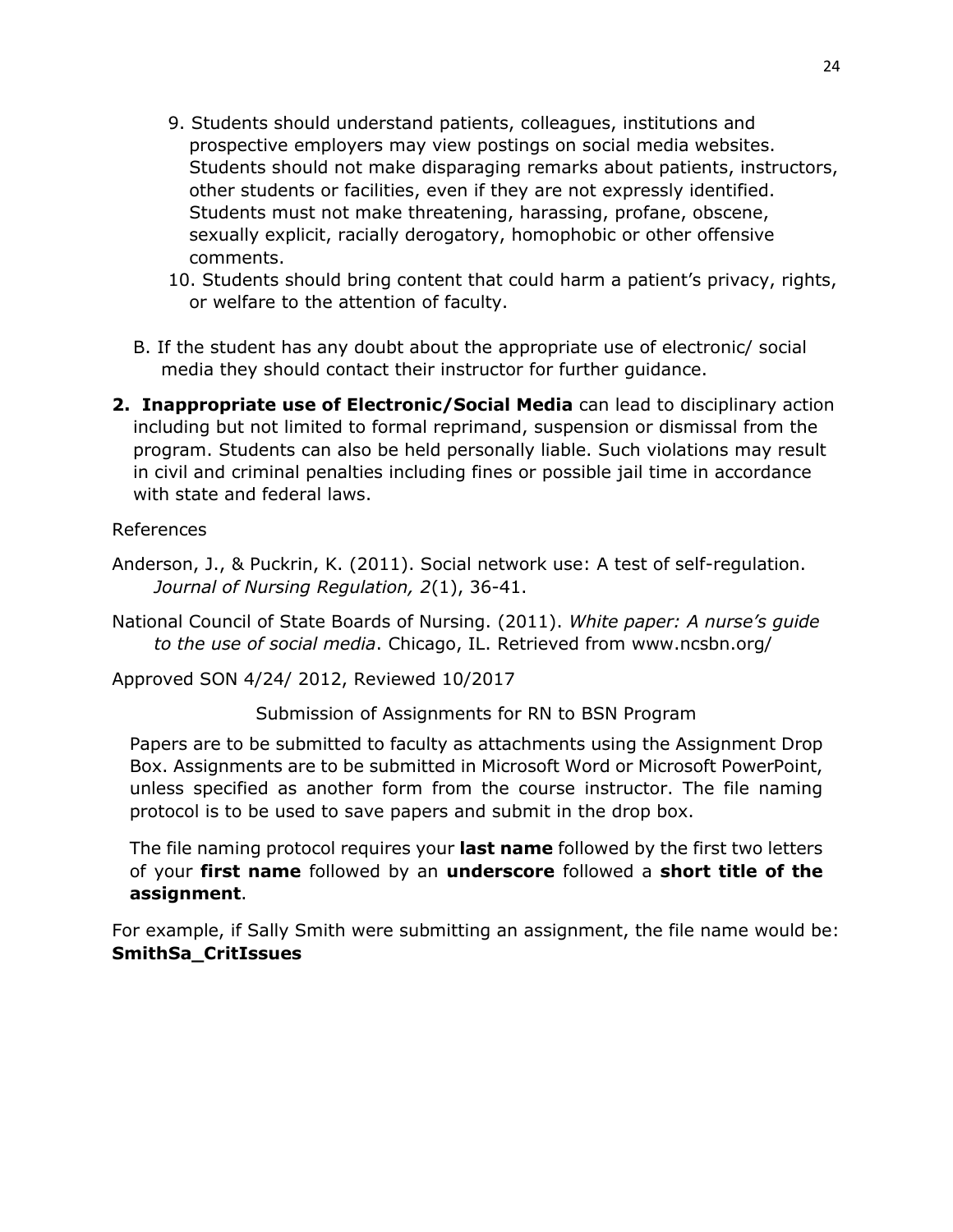9. Students should understand patients, colleagues, institutions and prospective employers may view postings on social media websites. Students should not make disparaging remarks about patients, instructors, other students or facilities, even if they are not expressly identified. Students must not make threatening, harassing, profane, obscene, sexually explicit, racially derogatory, homophobic or other offensive comments.
10. Students should bring content that could harm a patient's privacy, rights, or welfare to the attention of faculty.

B. If the student has any doubt about the appropriate use of electronic/ social media they should contact their instructor for further guidance.

2. **Inappropriate use of Electronic/Social Media** can lead to disciplinary action including but not limited to formal reprimand, suspension or dismissal from the program. Students can also be held personally liable. Such violations may result in civil and criminal penalties including fines or possible jail time in accordance with state and federal laws.

References

Anderson, J., & Puckrin, K. (2011). Social network use: A test of self-regulation. *Journal of Nursing Regulation, 2*(1), 36-41.

National Council of State Boards of Nursing. (2011). *White paper: A nurse's guide to the use of social media*. Chicago, IL. Retrieved from www.ncsbn.org/

Approved SON 4/24/ 2012, Reviewed 10/2017

## Submission of Assignments for RN to BSN Program

Papers are to be submitted to faculty as attachments using the Assignment Drop Box. Assignments are to be submitted in Microsoft Word or Microsoft PowerPoint, unless specified as another form from the course instructor. The file naming protocol is to be used to save papers and submit in the drop box.

The file naming protocol requires your **last name** followed by the first two letters of your **first name** followed by an **underscore** followed a **short title of the assignment**.

For example, if Sally Smith were submitting an assignment, the file name would be: **SmithSa_CritIssues**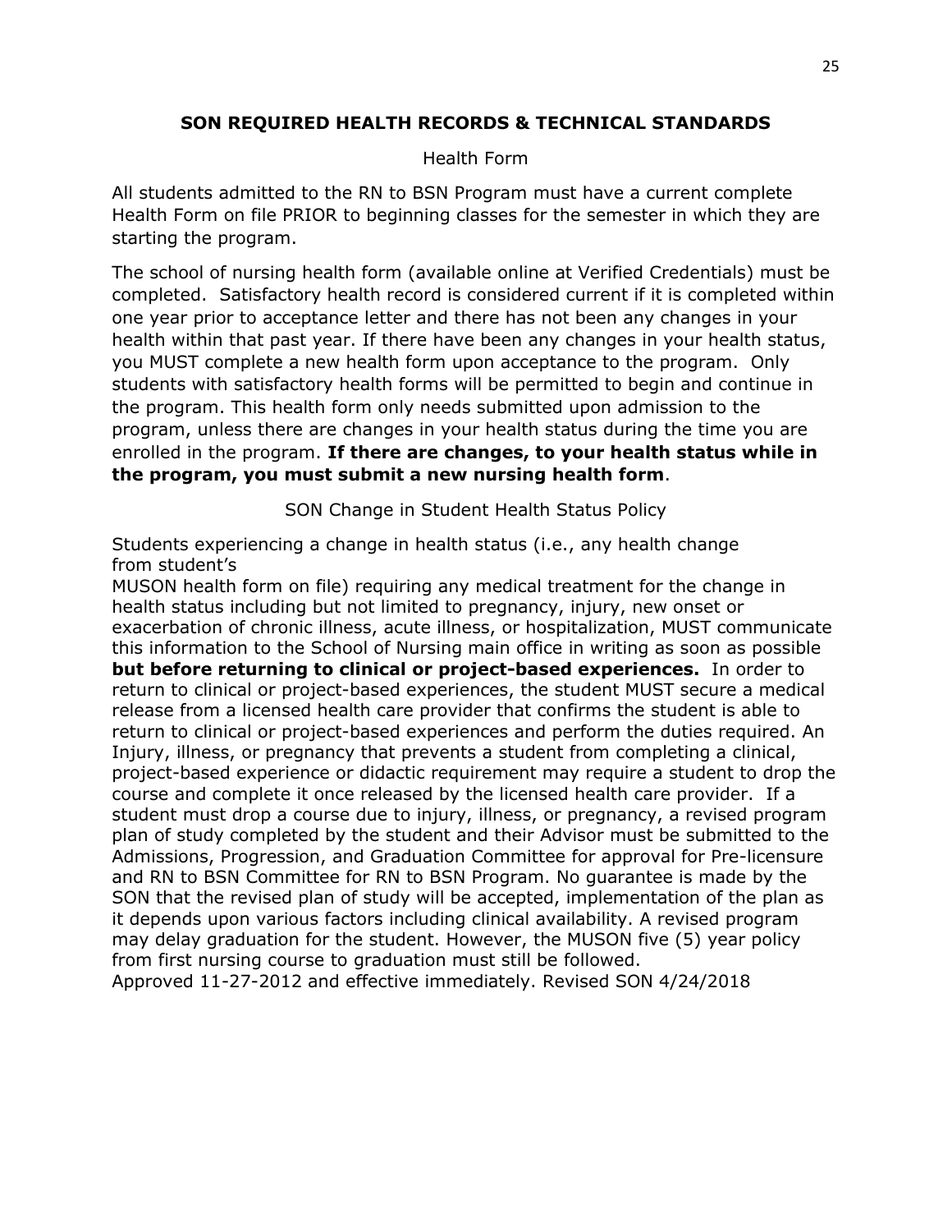## SON REQUIRED HEALTH RECORDS & TECHNICAL STANDARDS

### Health Form

All students admitted to the RN to BSN Program must have a current complete Health Form on file PRIOR to beginning classes for the semester in which they are starting the program.

The school of nursing health form (available online at Verified Credentials) must be completed. Satisfactory health record is considered current if it is completed within one year prior to acceptance letter and there has not been any changes in your health within that past year. If there have been any changes in your health status, you MUST complete a new health form upon acceptance to the program. Only students with satisfactory health forms will be permitted to begin and continue in the program. This health form only needs submitted upon admission to the program, unless there are changes in your health status during the time you are enrolled in the program. **If there are changes, to your health status while in the program, you must submit a new nursing health form**.

### SON Change in Student Health Status Policy

Students experiencing a change in health status (i.e., any health change from student's MUSON health form on file) requiring any medical treatment for the change in health status including but not limited to pregnancy, injury, new onset or exacerbation of chronic illness, acute illness, or hospitalization, MUST communicate this information to the School of Nursing main office in writing as soon as possible **but before returning to clinical or project-based experiences.** In order to return to clinical or project-based experiences, the student MUST secure a medical release from a licensed health care provider that confirms the student is able to return to clinical or project-based experiences and perform the duties required. An Injury, illness, or pregnancy that prevents a student from completing a clinical, project-based experience or didactic requirement may require a student to drop the course and complete it once released by the licensed health care provider. If a student must drop a course due to injury, illness, or pregnancy, a revised program plan of study completed by the student and their Advisor must be submitted to the Admissions, Progression, and Graduation Committee for approval for Pre-licensure and RN to BSN Committee for RN to BSN Program. No guarantee is made by the SON that the revised plan of study will be accepted, implementation of the plan as it depends upon various factors including clinical availability. A revised program may delay graduation for the student. However, the MUSON five (5) year policy from first nursing course to graduation must still be followed.

Approved 11-27-2012 and effective immediately. Revised SON 4/24/2018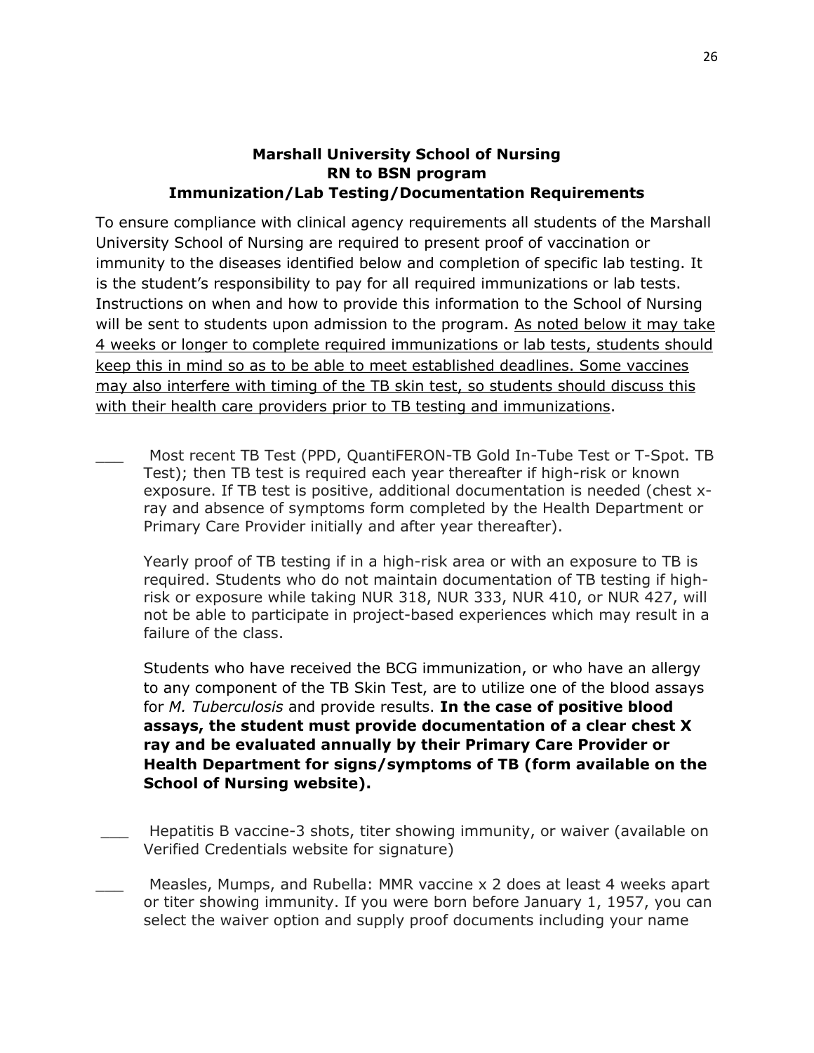**Marshall University School of Nursing**
**RN to BSN program**
**Immunization/Lab Testing/Documentation Requirements**

To ensure compliance with clinical agency requirements all students of the Marshall University School of Nursing are required to present proof of vaccination or immunity to the diseases identified below and completion of specific lab testing. It is the student's responsibility to pay for all required immunizations or lab tests. Instructions on when and how to provide this information to the School of Nursing will be sent to students upon admission to the program. <u>As noted below it may take 4 weeks or longer to complete required immunizations or lab tests, students should keep this in mind so as to be able to meet established deadlines. Some vaccines may also interfere with timing of the TB skin test, so students should discuss this with their health care providers prior to TB testing and immunizations</u>.

___ Most recent TB Test (PPD, QuantiFERON-TB Gold In-Tube Test or T-Spot. TB Test); then TB test is required each year thereafter if high-risk or known exposure. If TB test is positive, additional documentation is needed (chest x-ray and absence of symptoms form completed by the Health Department or Primary Care Provider initially and after year thereafter).

Yearly proof of TB testing if in a high-risk area or with an exposure to TB is required. Students who do not maintain documentation of TB testing if high-risk or exposure while taking NUR 318, NUR 333, NUR 410, or NUR 427, will not be able to participate in project-based experiences which may result in a failure of the class.

Students who have received the BCG immunization, or who have an allergy to any component of the TB Skin Test, are to utilize one of the blood assays for *M. Tuberculosis* and provide results. **In the case of positive blood assays, the student must provide documentation of a clear chest X ray and be evaluated annually by their Primary Care Provider or Health Department for signs/symptoms of TB (form available on the School of Nursing website).**

___ Hepatitis B vaccine-3 shots, titer showing immunity, or waiver (available on Verified Credentials website for signature)

___ Measles, Mumps, and Rubella: MMR vaccine x 2 does at least 4 weeks apart or titer showing immunity. If you were born before January 1, 1957, you can select the waiver option and supply proof documents including your name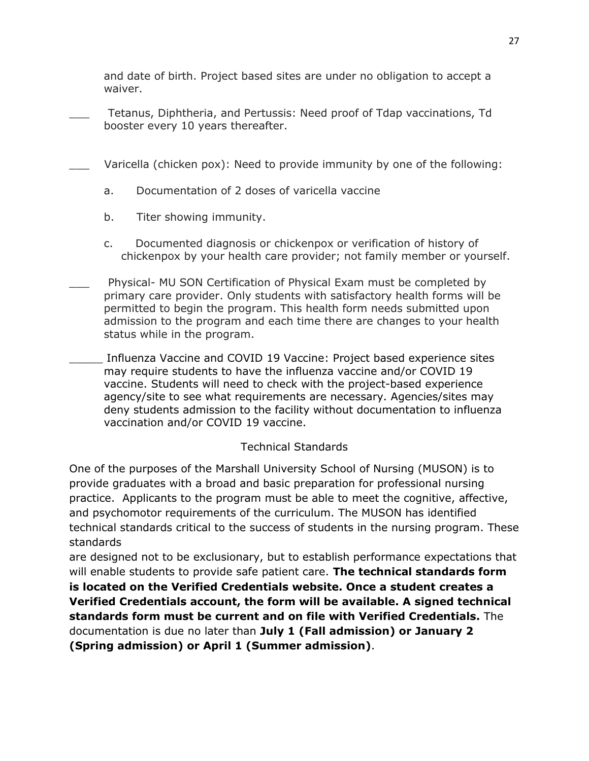and date of birth. Project based sites are under no obligation to accept a waiver.

___ Tetanus, Diphtheria, and Pertussis: Need proof of Tdap vaccinations, Td booster every 10 years thereafter.

___ Varicella (chicken pox): Need to provide immunity by one of the following:

a. Documentation of 2 doses of varicella vaccine

b. Titer showing immunity.

c. Documented diagnosis or chickenpox or verification of history of chickenpox by your health care provider; not family member or yourself.

___ Physical- MU SON Certification of Physical Exam must be completed by primary care provider. Only students with satisfactory health forms will be permitted to begin the program. This health form needs submitted upon admission to the program and each time there are changes to your health status while in the program.

_____ Influenza Vaccine and COVID 19 Vaccine: Project based experience sites may require students to have the influenza vaccine and/or COVID 19 vaccine. Students will need to check with the project-based experience agency/site to see what requirements are necessary. Agencies/sites may deny students admission to the facility without documentation to influenza vaccination and/or COVID 19 vaccine.

## Technical Standards

One of the purposes of the Marshall University School of Nursing (MUSON) is to provide graduates with a broad and basic preparation for professional nursing practice. Applicants to the program must be able to meet the cognitive, affective, and psychomotor requirements of the curriculum. The MUSON has identified technical standards critical to the success of students in the nursing program. These standards are designed not to be exclusionary, but to establish performance expectations that will enable students to provide safe patient care. **The technical standards form is located on the Verified Credentials website. Once a student creates a Verified Credentials account, the form will be available. A signed technical standards form must be current and on file with Verified Credentials.** The documentation is due no later than **July 1 (Fall admission) or January 2 (Spring admission) or April 1 (Summer admission)**.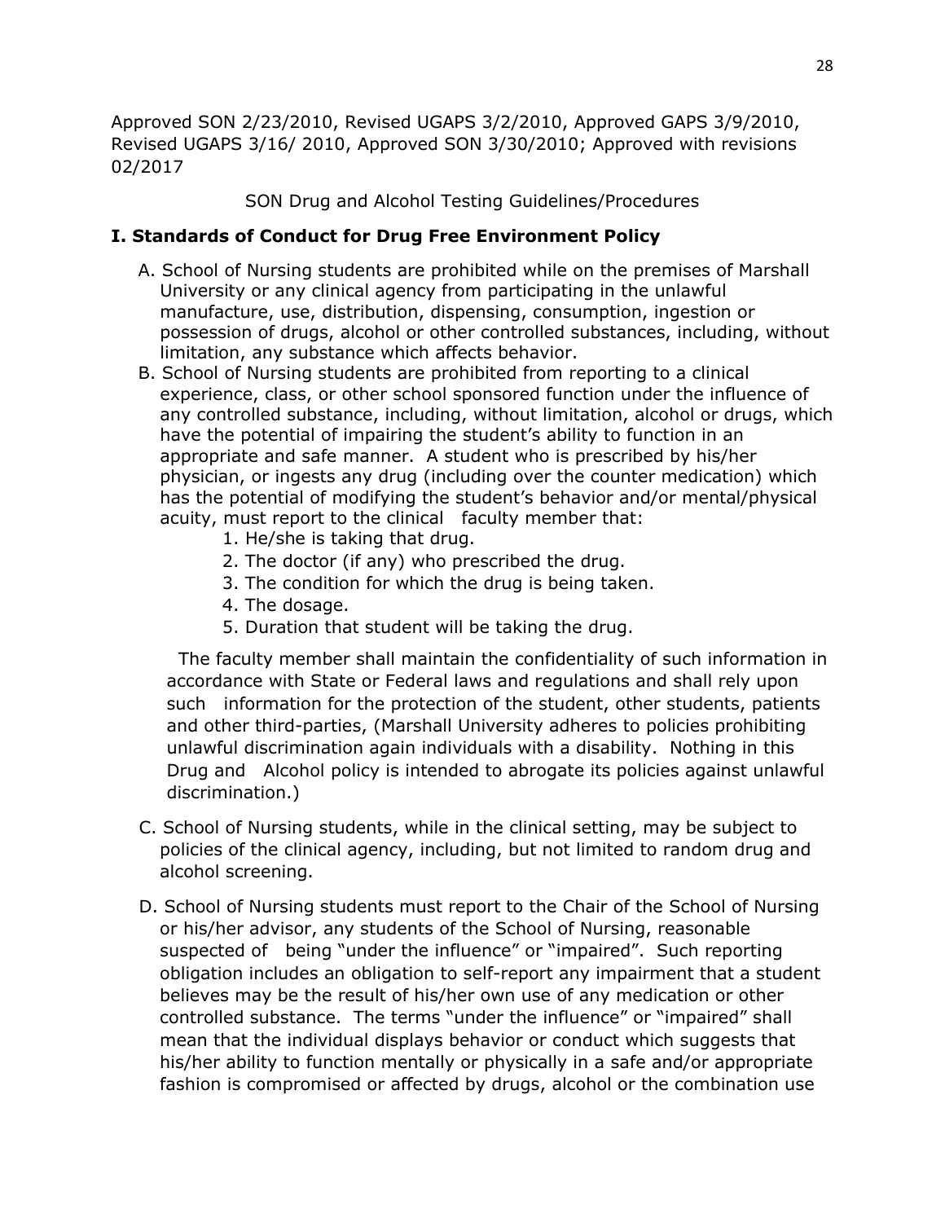Approved SON 2/23/2010, Revised UGAPS 3/2/2010, Approved GAPS 3/9/2010, Revised UGAPS 3/16/ 2010, Approved SON 3/30/2010; Approved with revisions 02/2017

SON Drug and Alcohol Testing Guidelines/Procedures

## I. Standards of Conduct for Drug Free Environment Policy

A. School of Nursing students are prohibited while on the premises of Marshall University or any clinical agency from participating in the unlawful manufacture, use, distribution, dispensing, consumption, ingestion or possession of drugs, alcohol or other controlled substances, including, without limitation, any substance which affects behavior.

B. School of Nursing students are prohibited from reporting to a clinical experience, class, or other school sponsored function under the influence of any controlled substance, including, without limitation, alcohol or drugs, which have the potential of impairing the student's ability to function in an appropriate and safe manner. A student who is prescribed by his/her physician, or ingests any drug (including over the counter medication) which has the potential of modifying the student's behavior and/or mental/physical acuity, must report to the clinical faculty member that:

1. He/she is taking that drug.
2. The doctor (if any) who prescribed the drug.
3. The condition for which the drug is being taken.
4. The dosage.
5. Duration that student will be taking the drug.

The faculty member shall maintain the confidentiality of such information in accordance with State or Federal laws and regulations and shall rely upon such information for the protection of the student, other students, patients and other third-parties, (Marshall University adheres to policies prohibiting unlawful discrimination again individuals with a disability. Nothing in this Drug and Alcohol policy is intended to abrogate its policies against unlawful discrimination.)

C. School of Nursing students, while in the clinical setting, may be subject to policies of the clinical agency, including, but not limited to random drug and alcohol screening.

D. School of Nursing students must report to the Chair of the School of Nursing or his/her advisor, any students of the School of Nursing, reasonable suspected of being "under the influence" or "impaired". Such reporting obligation includes an obligation to self-report any impairment that a student believes may be the result of his/her own use of any medication or other controlled substance. The terms "under the influence" or "impaired" shall mean that the individual displays behavior or conduct which suggests that his/her ability to function mentally or physically in a safe and/or appropriate fashion is compromised or affected by drugs, alcohol or the combination use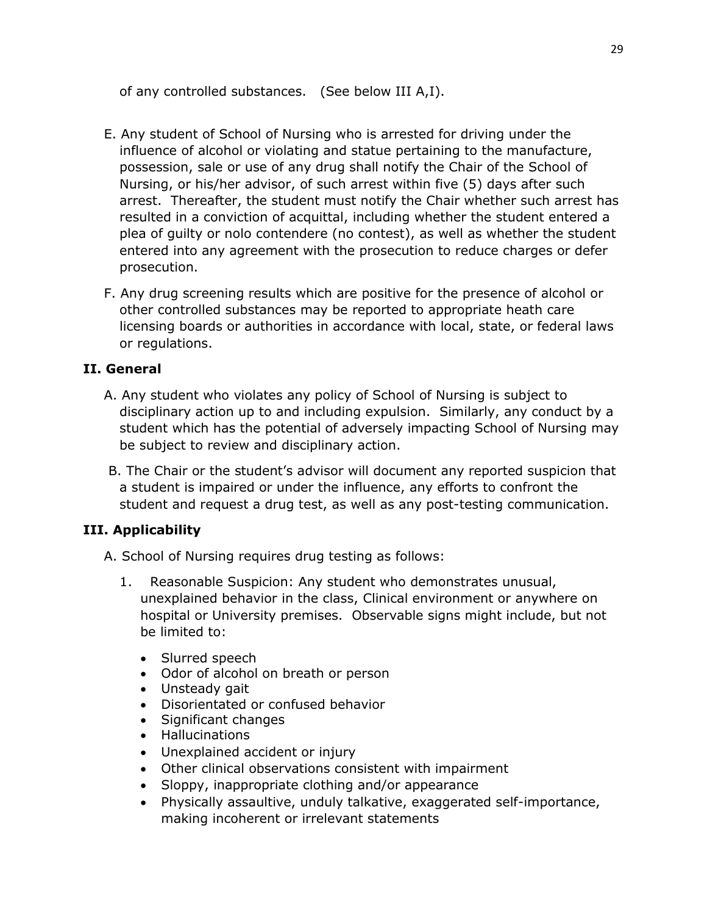of any controlled substances. (See below III A,I).

E. Any student of School of Nursing who is arrested for driving under the influence of alcohol or violating and statue pertaining to the manufacture, possession, sale or use of any drug shall notify the Chair of the School of Nursing, or his/her advisor, of such arrest within five (5) days after such arrest. Thereafter, the student must notify the Chair whether such arrest has resulted in a conviction of acquittal, including whether the student entered a plea of guilty or nolo contendere (no contest), as well as whether the student entered into any agreement with the prosecution to reduce charges or defer prosecution.

F. Any drug screening results which are positive for the presence of alcohol or other controlled substances may be reported to appropriate heath care licensing boards or authorities in accordance with local, state, or federal laws or regulations.

## II. General

A. Any student who violates any policy of School of Nursing is subject to disciplinary action up to and including expulsion. Similarly, any conduct by a student which has the potential of adversely impacting School of Nursing may be subject to review and disciplinary action.

B. The Chair or the student's advisor will document any reported suspicion that a student is impaired or under the influence, any efforts to confront the student and request a drug test, as well as any post-testing communication.

## III. Applicability

A. School of Nursing requires drug testing as follows:

1. Reasonable Suspicion: Any student who demonstrates unusual, unexplained behavior in the class, Clinical environment or anywhere on hospital or University premises. Observable signs might include, but not be limited to:

   - Slurred speech
   - Odor of alcohol on breath or person
   - Unsteady gait
   - Disorientated or confused behavior
   - Significant changes
   - Hallucinations
   - Unexplained accident or injury
   - Other clinical observations consistent with impairment
   - Sloppy, inappropriate clothing and/or appearance
   - Physically assaultive, unduly talkative, exaggerated self-importance, making incoherent or irrelevant statements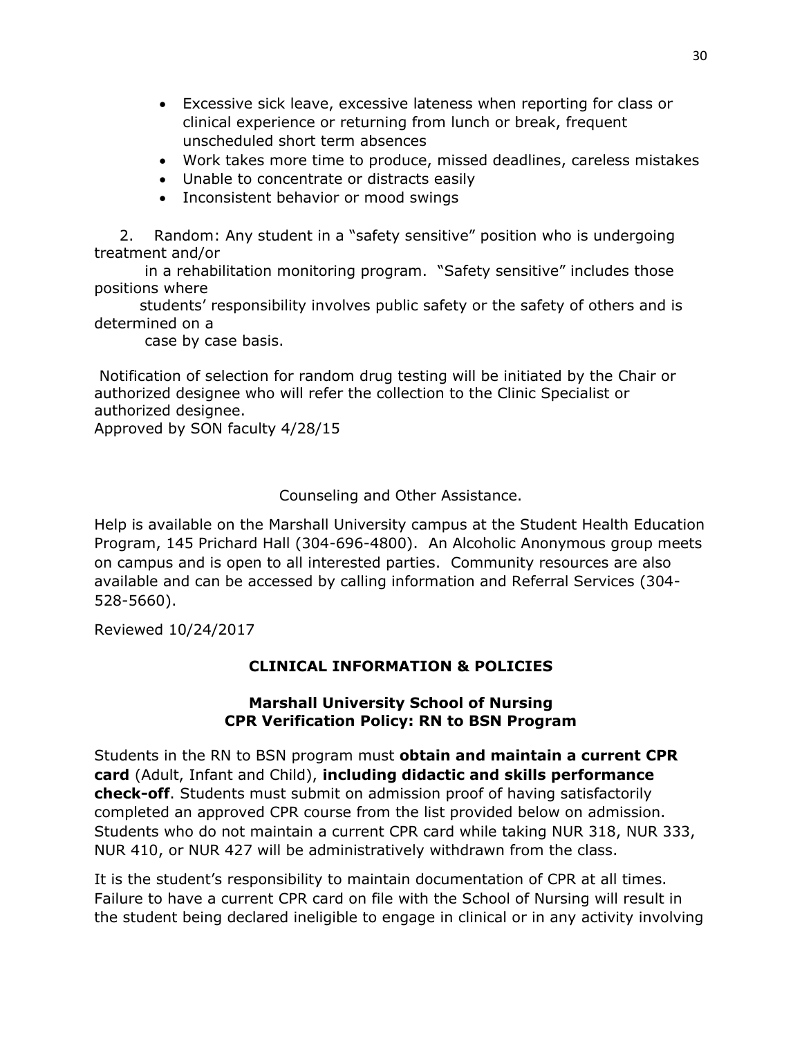- Excessive sick leave, excessive lateness when reporting for class or clinical experience or returning from lunch or break, frequent unscheduled short term absences
- Work takes more time to produce, missed deadlines, careless mistakes
- Unable to concentrate or distracts easily
- Inconsistent behavior or mood swings

2. Random: Any student in a "safety sensitive" position who is undergoing treatment and/or in a rehabilitation monitoring program. "Safety sensitive" includes those positions where students' responsibility involves public safety or the safety of others and is determined on a case by case basis.

Notification of selection for random drug testing will be initiated by the Chair or authorized designee who will refer the collection to the Clinic Specialist or authorized designee.
Approved by SON faculty 4/28/15

Counseling and Other Assistance.

Help is available on the Marshall University campus at the Student Health Education Program, 145 Prichard Hall (304-696-4800). An Alcoholic Anonymous group meets on campus and is open to all interested parties. Community resources are also available and can be accessed by calling information and Referral Services (304-528-5660).

Reviewed 10/24/2017

## CLINICAL INFORMATION & POLICIES

### Marshall University School of Nursing
### CPR Verification Policy: RN to BSN Program

Students in the RN to BSN program must **obtain and maintain a current CPR card** (Adult, Infant and Child), **including didactic and skills performance check-off**. Students must submit on admission proof of having satisfactorily completed an approved CPR course from the list provided below on admission. Students who do not maintain a current CPR card while taking NUR 318, NUR 333, NUR 410, or NUR 427 will be administratively withdrawn from the class.

It is the student's responsibility to maintain documentation of CPR at all times. Failure to have a current CPR card on file with the School of Nursing will result in the student being declared ineligible to engage in clinical or in any activity involving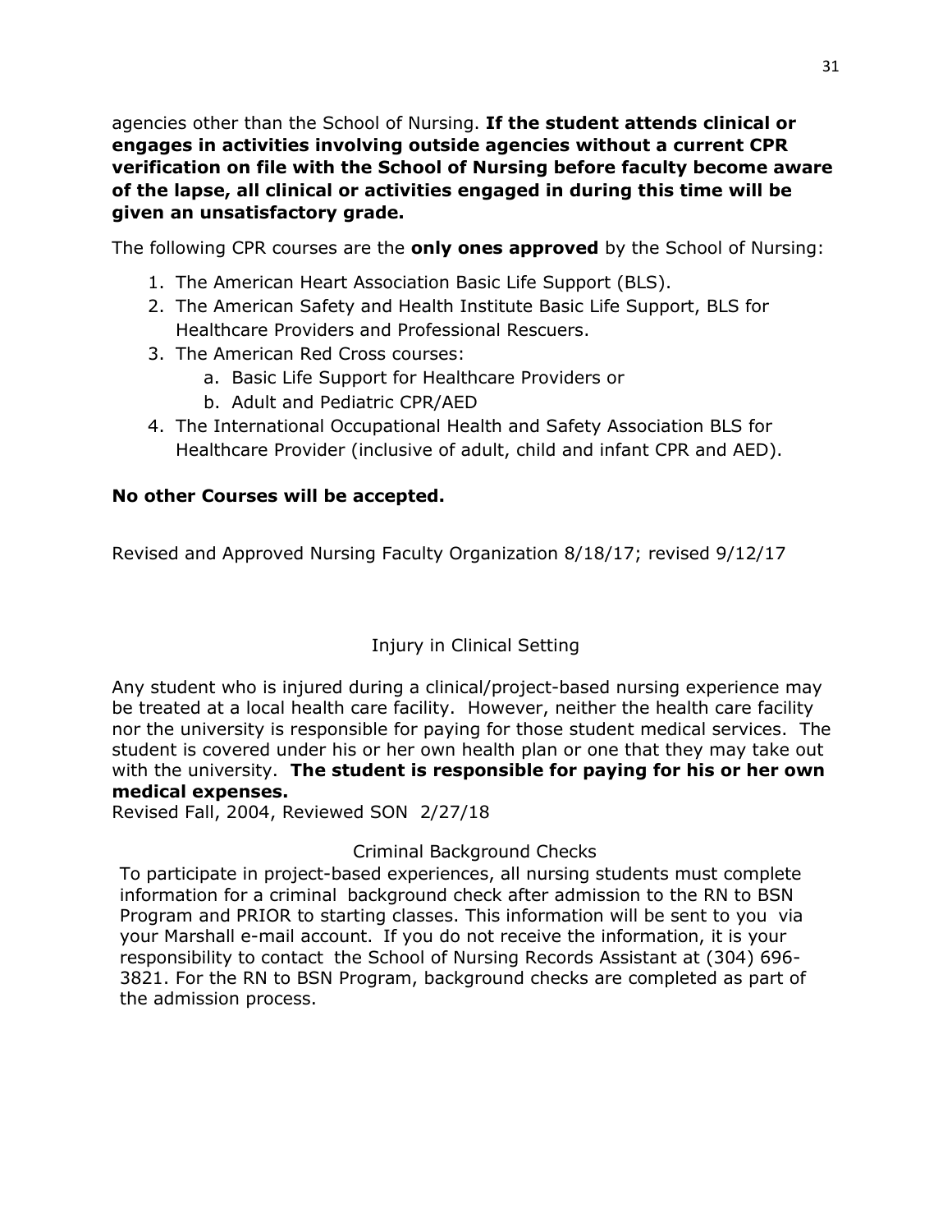agencies other than the School of Nursing. **If the student attends clinical or engages in activities involving outside agencies without a current CPR verification on file with the School of Nursing before faculty become aware of the lapse, all clinical or activities engaged in during this time will be given an unsatisfactory grade.**

The following CPR courses are the **only ones approved** by the School of Nursing:

1. The American Heart Association Basic Life Support (BLS).
2. The American Safety and Health Institute Basic Life Support, BLS for Healthcare Providers and Professional Rescuers.
3. The American Red Cross courses:
   a. Basic Life Support for Healthcare Providers or
   b. Adult and Pediatric CPR/AED
4. The International Occupational Health and Safety Association BLS for Healthcare Provider (inclusive of adult, child and infant CPR and AED).

**No other Courses will be accepted.**

Revised and Approved Nursing Faculty Organization 8/18/17; revised 9/12/17

## Injury in Clinical Setting

Any student who is injured during a clinical/project-based nursing experience may be treated at a local health care facility. However, neither the health care facility nor the university is responsible for paying for those student medical services. The student is covered under his or her own health plan or one that they may take out with the university. **The student is responsible for paying for his or her own medical expenses.**

Revised Fall, 2004, Reviewed SON 2/27/18

## Criminal Background Checks

To participate in project-based experiences, all nursing students must complete information for a criminal background check after admission to the RN to BSN Program and PRIOR to starting classes. This information will be sent to you via your Marshall e-mail account. If you do not receive the information, it is your responsibility to contact the School of Nursing Records Assistant at (304) 696-3821. For the RN to BSN Program, background checks are completed as part of the admission process.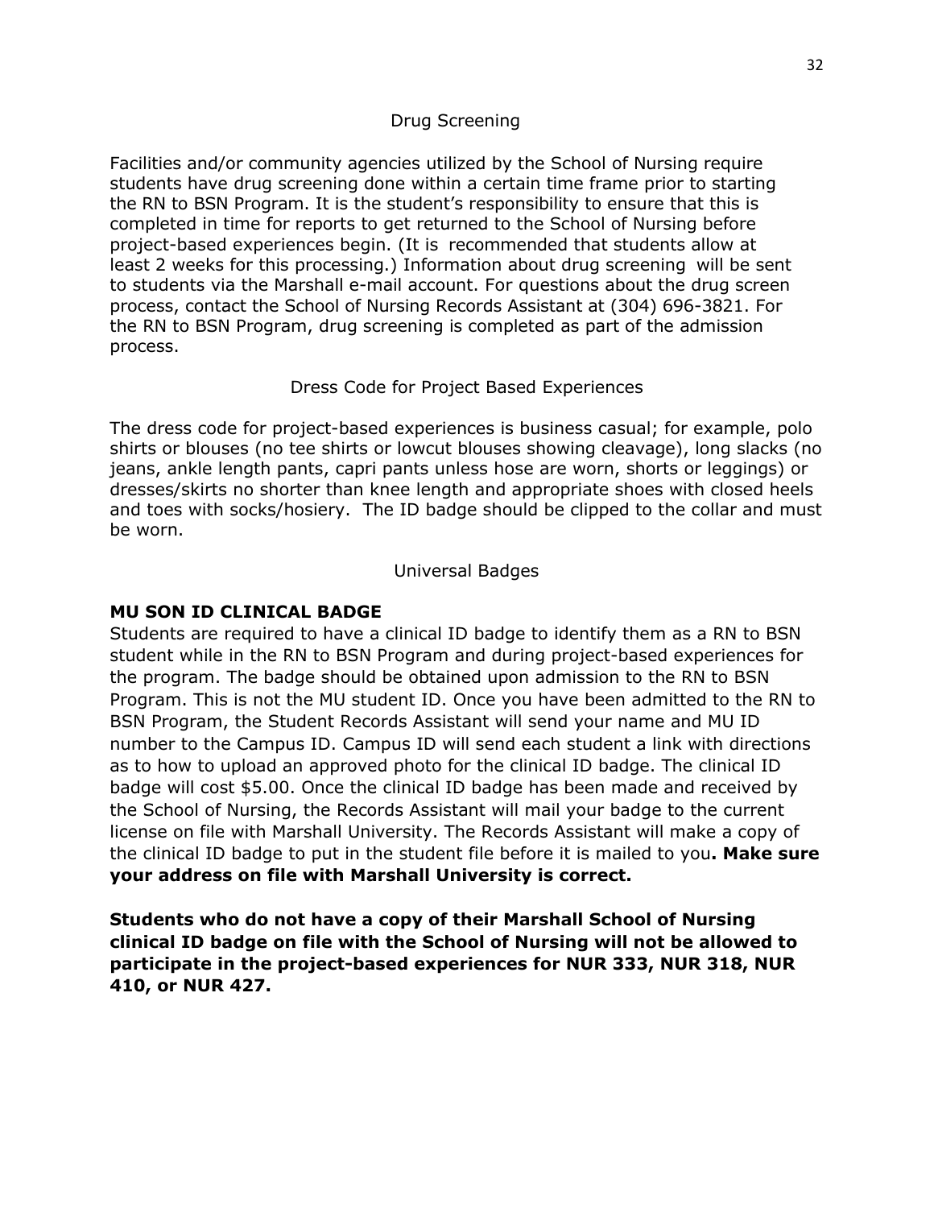## Drug Screening

Facilities and/or community agencies utilized by the School of Nursing require students have drug screening done within a certain time frame prior to starting the RN to BSN Program. It is the student's responsibility to ensure that this is completed in time for reports to get returned to the School of Nursing before project-based experiences begin. (It is recommended that students allow at least 2 weeks for this processing.) Information about drug screening will be sent to students via the Marshall e-mail account. For questions about the drug screen process, contact the School of Nursing Records Assistant at (304) 696-3821. For the RN to BSN Program, drug screening is completed as part of the admission process.

## Dress Code for Project Based Experiences

The dress code for project-based experiences is business casual; for example, polo shirts or blouses (no tee shirts or lowcut blouses showing cleavage), long slacks (no jeans, ankle length pants, capri pants unless hose are worn, shorts or leggings) or dresses/skirts no shorter than knee length and appropriate shoes with closed heels and toes with socks/hosiery. The ID badge should be clipped to the collar and must be worn.

## Universal Badges

**MU SON ID CLINICAL BADGE**

Students are required to have a clinical ID badge to identify them as a RN to BSN student while in the RN to BSN Program and during project-based experiences for the program. The badge should be obtained upon admission to the RN to BSN Program. This is not the MU student ID. Once you have been admitted to the RN to BSN Program, the Student Records Assistant will send your name and MU ID number to the Campus ID. Campus ID will send each student a link with directions as to how to upload an approved photo for the clinical ID badge. The clinical ID badge will cost $5.00. Once the clinical ID badge has been made and received by the School of Nursing, the Records Assistant will mail your badge to the current license on file with Marshall University. The Records Assistant will make a copy of the clinical ID badge to put in the student file before it is mailed to you**. Make sure your address on file with Marshall University is correct.**

**Students who do not have a copy of their Marshall School of Nursing clinical ID badge on file with the School of Nursing will not be allowed to participate in the project-based experiences for NUR 333, NUR 318, NUR 410, or NUR 427.**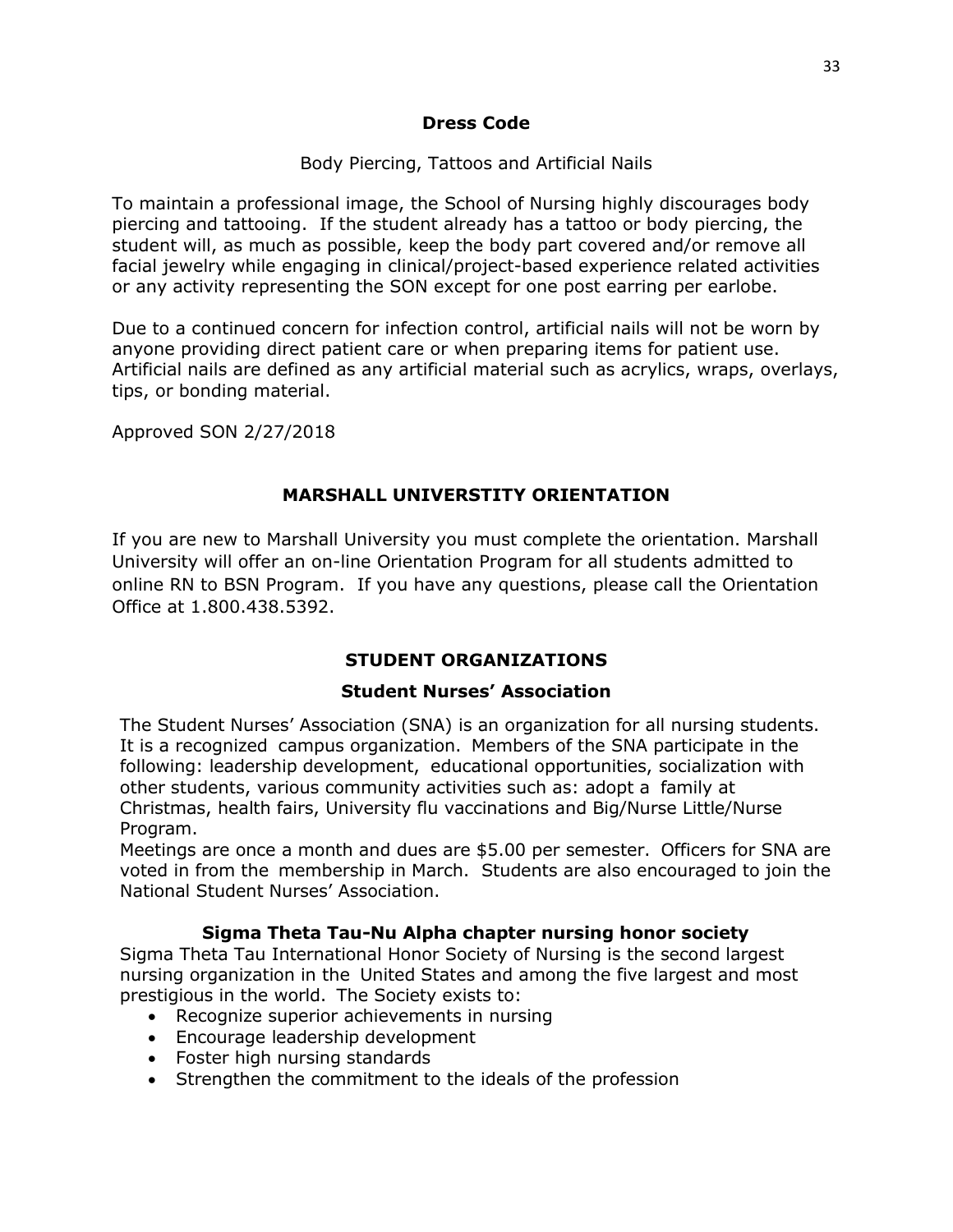## Dress Code

Body Piercing, Tattoos and Artificial Nails

To maintain a professional image, the School of Nursing highly discourages body piercing and tattooing. If the student already has a tattoo or body piercing, the student will, as much as possible, keep the body part covered and/or remove all facial jewelry while engaging in clinical/project-based experience related activities or any activity representing the SON except for one post earring per earlobe.

Due to a continued concern for infection control, artificial nails will not be worn by anyone providing direct patient care or when preparing items for patient use. Artificial nails are defined as any artificial material such as acrylics, wraps, overlays, tips, or bonding material.

Approved SON 2/27/2018

## MARSHALL UNIVERSTITY ORIENTATION

If you are new to Marshall University you must complete the orientation. Marshall University will offer an on-line Orientation Program for all students admitted to online RN to BSN Program. If you have any questions, please call the Orientation Office at 1.800.438.5392.

## STUDENT ORGANIZATIONS

### Student Nurses' Association

The Student Nurses' Association (SNA) is an organization for all nursing students. It is a recognized campus organization. Members of the SNA participate in the following: leadership development, educational opportunities, socialization with other students, various community activities such as: adopt a family at Christmas, health fairs, University flu vaccinations and Big/Nurse Little/Nurse Program.

Meetings are once a month and dues are $5.00 per semester. Officers for SNA are voted in from the membership in March. Students are also encouraged to join the National Student Nurses' Association.

### Sigma Theta Tau-Nu Alpha chapter nursing honor society

Sigma Theta Tau International Honor Society of Nursing is the second largest nursing organization in the United States and among the five largest and most prestigious in the world. The Society exists to:

- Recognize superior achievements in nursing
- Encourage leadership development
- Foster high nursing standards
- Strengthen the commitment to the ideals of the profession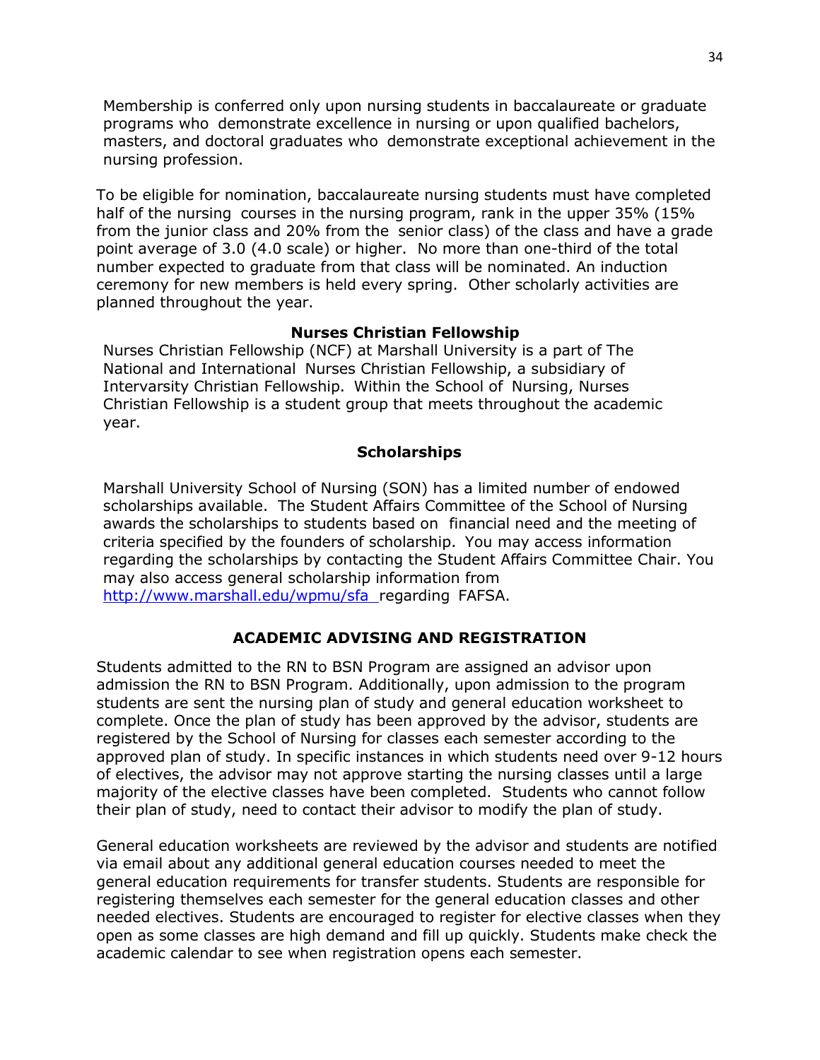Membership is conferred only upon nursing students in baccalaureate or graduate programs who demonstrate excellence in nursing or upon qualified bachelors, masters, and doctoral graduates who demonstrate exceptional achievement in the nursing profession.

To be eligible for nomination, baccalaureate nursing students must have completed half of the nursing courses in the nursing program, rank in the upper 35% (15% from the junior class and 20% from the senior class) of the class and have a grade point average of 3.0 (4.0 scale) or higher. No more than one-third of the total number expected to graduate from that class will be nominated. An induction ceremony for new members is held every spring. Other scholarly activities are planned throughout the year.

### Nurses Christian Fellowship

Nurses Christian Fellowship (NCF) at Marshall University is a part of The National and International Nurses Christian Fellowship, a subsidiary of Intervarsity Christian Fellowship. Within the School of Nursing, Nurses Christian Fellowship is a student group that meets throughout the academic year.

### Scholarships

Marshall University School of Nursing (SON) has a limited number of endowed scholarships available. The Student Affairs Committee of the School of Nursing awards the scholarships to students based on financial need and the meeting of criteria specified by the founders of scholarship. You may access information regarding the scholarships by contacting the Student Affairs Committee Chair. You may also access general scholarship information from [http://www.marshall.edu/wpmu/sfa](http://www.marshall.edu/wpmu/sfa) regarding FAFSA.

## ACADEMIC ADVISING AND REGISTRATION

Students admitted to the RN to BSN Program are assigned an advisor upon admission the RN to BSN Program. Additionally, upon admission to the program students are sent the nursing plan of study and general education worksheet to complete. Once the plan of study has been approved by the advisor, students are registered by the School of Nursing for classes each semester according to the approved plan of study. In specific instances in which students need over 9-12 hours of electives, the advisor may not approve starting the nursing classes until a large majority of the elective classes have been completed. Students who cannot follow their plan of study, need to contact their advisor to modify the plan of study.

General education worksheets are reviewed by the advisor and students are notified via email about any additional general education courses needed to meet the general education requirements for transfer students. Students are responsible for registering themselves each semester for the general education classes and other needed electives. Students are encouraged to register for elective classes when they open as some classes are high demand and fill up quickly. Students make check the academic calendar to see when registration opens each semester.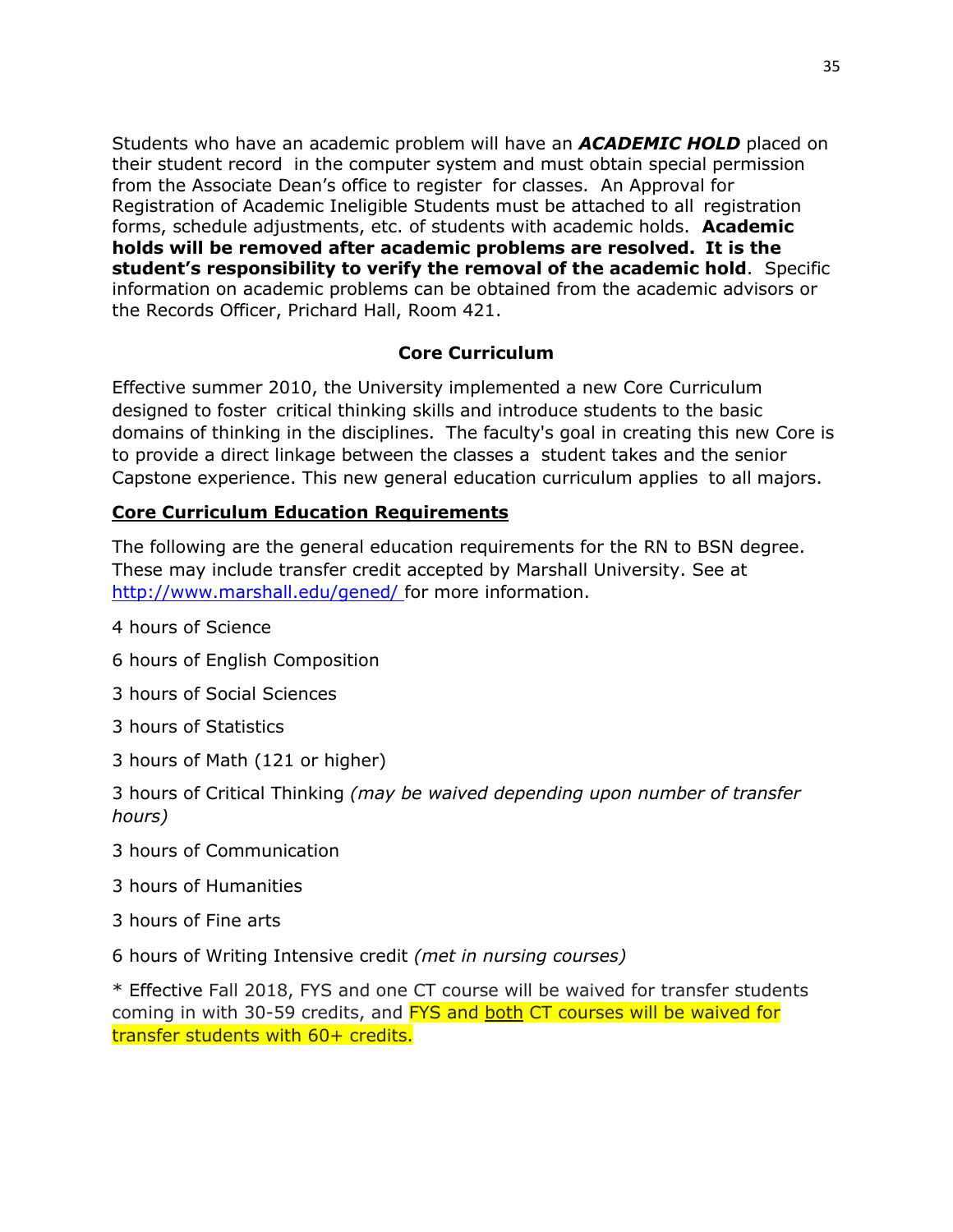Students who have an academic problem will have an ***ACADEMIC HOLD*** placed on their student record in the computer system and must obtain special permission from the Associate Dean's office to register for classes. An Approval for Registration of Academic Ineligible Students must be attached to all registration forms, schedule adjustments, etc. of students with academic holds. **Academic holds will be removed after academic problems are resolved. It is the student's responsibility to verify the removal of the academic hold**. Specific information on academic problems can be obtained from the academic advisors or the Records Officer, Prichard Hall, Room 421.

## Core Curriculum

Effective summer 2010, the University implemented a new Core Curriculum designed to foster critical thinking skills and introduce students to the basic domains of thinking in the disciplines. The faculty's goal in creating this new Core is to provide a direct linkage between the classes a student takes and the senior Capstone experience. This new general education curriculum applies to all majors.

### Core Curriculum Education Requirements

The following are the general education requirements for the RN to BSN degree. These may include transfer credit accepted by Marshall University. See at http://www.marshall.edu/gened/ for more information.

4 hours of Science

6 hours of English Composition

3 hours of Social Sciences

3 hours of Statistics

3 hours of Math (121 or higher)

3 hours of Critical Thinking *(may be waived depending upon number of transfer hours)*

3 hours of Communication

3 hours of Humanities

3 hours of Fine arts

6 hours of Writing Intensive credit *(met in nursing courses)*

* Effective Fall 2018, FYS and one CT course will be waived for transfer students coming in with 30-59 credits, and FYS and both CT courses will be waived for transfer students with 60+ credits.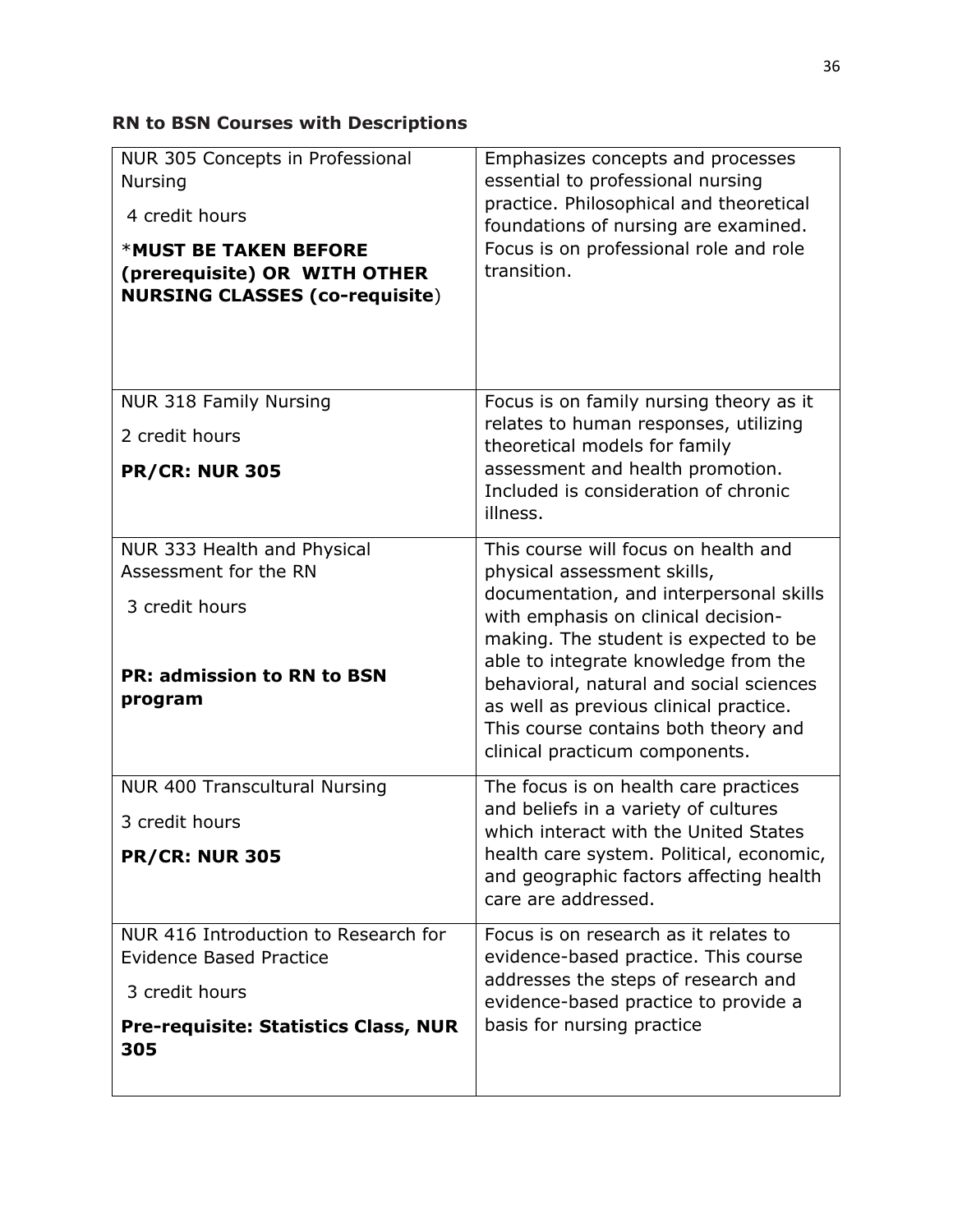### RN to BSN Courses with Descriptions

| Course | Description |
|---|---|
| NUR 305 Concepts in Professional Nursing<br>4 credit hours<br>***MUST BE TAKEN BEFORE (prerequisite) OR WITH OTHER NURSING CLASSES (co-requisite)** | Emphasizes concepts and processes essential to professional nursing practice. Philosophical and theoretical foundations of nursing are examined. Focus is on professional role and role transition. |
| NUR 318 Family Nursing<br>2 credit hours<br>**PR/CR: NUR 305** | Focus is on family nursing theory as it relates to human responses, utilizing theoretical models for family assessment and health promotion. Included is consideration of chronic illness. |
| NUR 333 Health and Physical Assessment for the RN<br>3 credit hours<br>**PR: admission to RN to BSN program** | This course will focus on health and physical assessment skills, documentation, and interpersonal skills with emphasis on clinical decision-making. The student is expected to be able to integrate knowledge from the behavioral, natural and social sciences as well as previous clinical practice. This course contains both theory and clinical practicum components. |
| NUR 400 Transcultural Nursing<br>3 credit hours<br>**PR/CR: NUR 305** | The focus is on health care practices and beliefs in a variety of cultures which interact with the United States health care system. Political, economic, and geographic factors affecting health care are addressed. |
| NUR 416 Introduction to Research for Evidence Based Practice<br>3 credit hours<br>**Pre-requisite: Statistics Class, NUR 305** | Focus is on research as it relates to evidence-based practice. This course addresses the steps of research and evidence-based practice to provide a basis for nursing practice |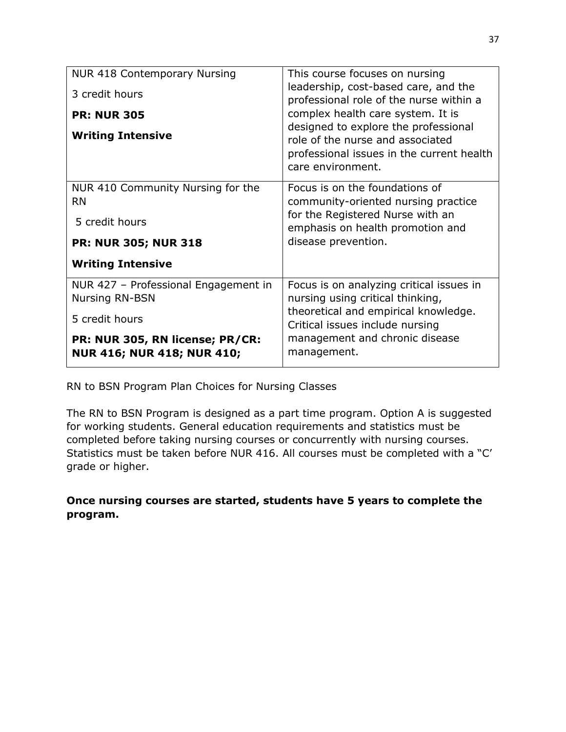| | |
|---|---|
| NUR 418 Contemporary Nursing<br>3 credit hours<br>**PR: NUR 305**<br>**Writing Intensive** | This course focuses on nursing leadership, cost-based care, and the professional role of the nurse within a complex health care system. It is designed to explore the professional role of the nurse and associated professional issues in the current health care environment. |
| NUR 410 Community Nursing for the RN<br>5 credit hours<br>**PR: NUR 305; NUR 318**<br>**Writing Intensive** | Focus is on the foundations of community-oriented nursing practice for the Registered Nurse with an emphasis on health promotion and disease prevention. |
| NUR 427 – Professional Engagement in Nursing RN-BSN<br>5 credit hours<br>**PR: NUR 305, RN license; PR/CR: NUR 416; NUR 418; NUR 410;** | Focus is on analyzing critical issues in nursing using critical thinking, theoretical and empirical knowledge. Critical issues include nursing management and chronic disease management. |

RN to BSN Program Plan Choices for Nursing Classes

The RN to BSN Program is designed as a part time program. Option A is suggested for working students. General education requirements and statistics must be completed before taking nursing courses or concurrently with nursing courses. Statistics must be taken before NUR 416. All courses must be completed with a "C' grade or higher.

**Once nursing courses are started, students have 5 years to complete the program.**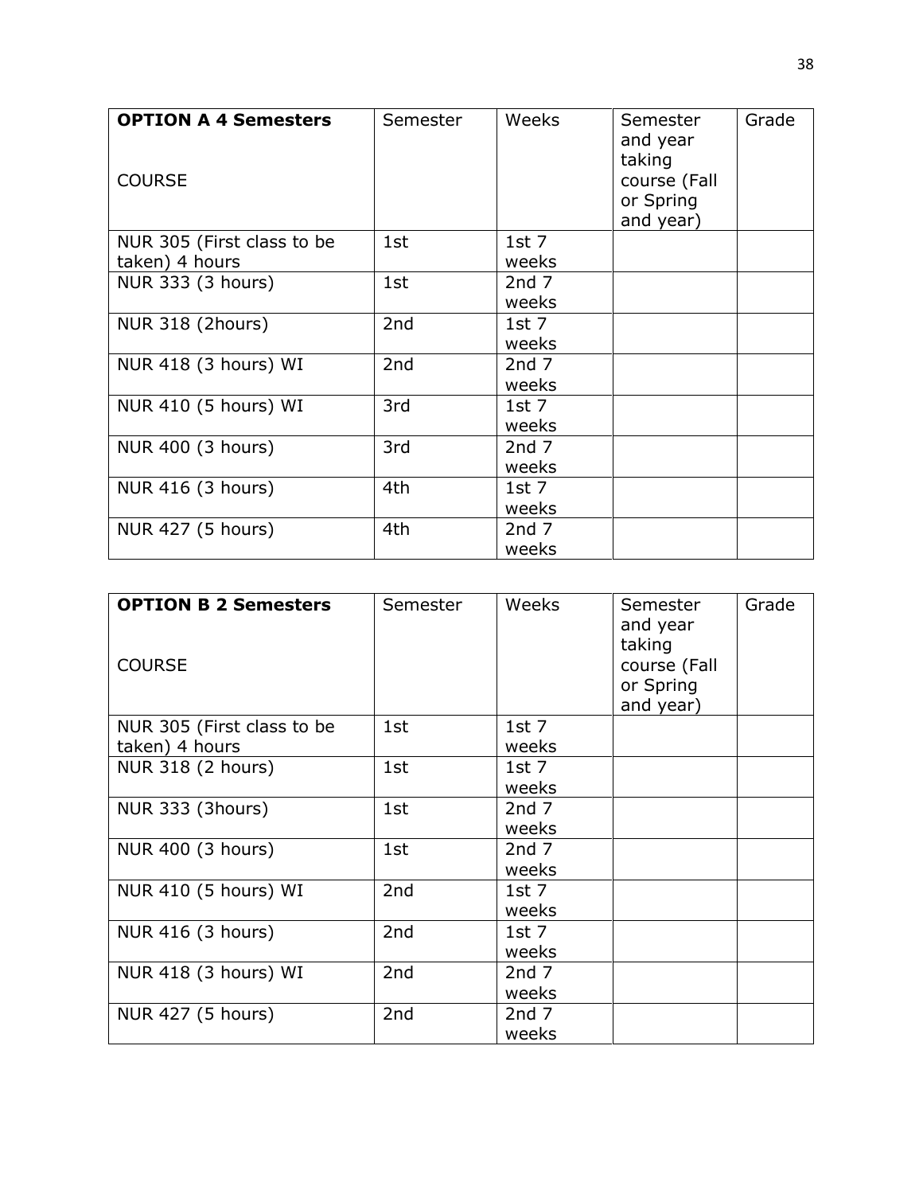| **OPTION A 4 Semesters**<br><br>COURSE | Semester | Weeks | Semester and year taking course (Fall or Spring and year) | Grade |
|---|---|---|---|---|
| NUR 305 (First class to be taken) 4 hours | 1st | 1st 7 weeks | | |
| NUR 333 (3 hours) | 1st | 2nd 7 weeks | | |
| NUR 318 (2hours) | 2nd | 1st 7 weeks | | |
| NUR 418 (3 hours) WI | 2nd | 2nd 7 weeks | | |
| NUR 410 (5 hours) WI | 3rd | 1st 7 weeks | | |
| NUR 400 (3 hours) | 3rd | 2nd 7 weeks | | |
| NUR 416 (3 hours) | 4th | 1st 7 weeks | | |
| NUR 427 (5 hours) | 4th | 2nd 7 weeks | | |

| **OPTION B 2 Semesters**<br><br>COURSE | Semester | Weeks | Semester and year taking course (Fall or Spring and year) | Grade |
|---|---|---|---|---|
| NUR 305 (First class to be taken) 4 hours | 1st | 1st 7 weeks | | |
| NUR 318 (2 hours) | 1st | 1st 7 weeks | | |
| NUR 333 (3hours) | 1st | 2nd 7 weeks | | |
| NUR 400 (3 hours) | 1st | 2nd 7 weeks | | |
| NUR 410 (5 hours) WI | 2nd | 1st 7 weeks | | |
| NUR 416 (3 hours) | 2nd | 1st 7 weeks | | |
| NUR 418 (3 hours) WI | 2nd | 2nd 7 weeks | | |
| NUR 427 (5 hours) | 2nd | 2nd 7 weeks | | |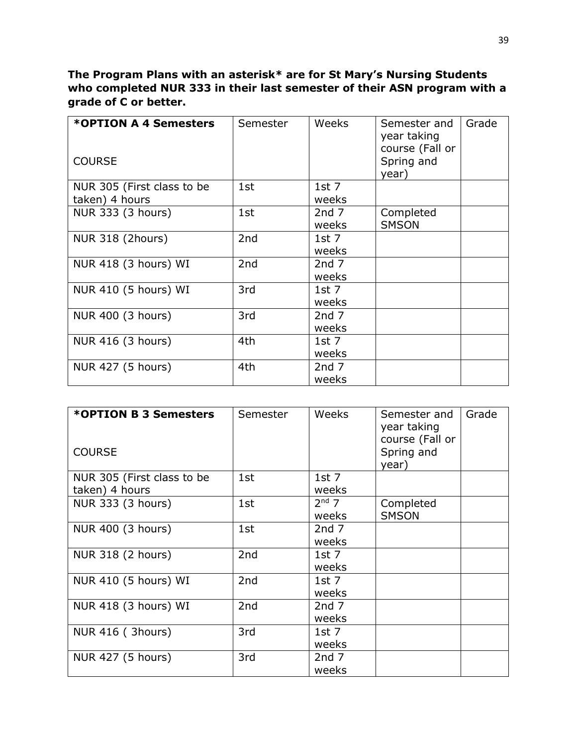**The Program Plans with an asterisk* are for St Mary's Nursing Students who completed NUR 333 in their last semester of their ASN program with a grade of C or better.**

| *OPTION A 4 Semesters<br><br>COURSE | Semester | Weeks | Semester and year taking course (Fall or Spring and year) | Grade |
|---|---|---|---|---|
| NUR 305 (First class to be taken) 4 hours | 1st | 1st 7 weeks | | |
| NUR 333 (3 hours) | 1st | 2nd 7 weeks | Completed SMSON | |
| NUR 318 (2hours) | 2nd | 1st 7 weeks | | |
| NUR 418 (3 hours) WI | 2nd | 2nd 7 weeks | | |
| NUR 410 (5 hours) WI | 3rd | 1st 7 weeks | | |
| NUR 400 (3 hours) | 3rd | 2nd 7 weeks | | |
| NUR 416 (3 hours) | 4th | 1st 7 weeks | | |
| NUR 427 (5 hours) | 4th | 2nd 7 weeks | | |

| *OPTION B 3 Semesters<br><br>COURSE | Semester | Weeks | Semester and year taking course (Fall or Spring and year) | Grade |
|---|---|---|---|---|
| NUR 305 (First class to be taken) 4 hours | 1st | 1st 7 weeks | | |
| NUR 333 (3 hours) | 1st | 2nd 7 weeks | Completed SMSON | |
| NUR 400 (3 hours) | 1st | 2nd 7 weeks | | |
| NUR 318 (2 hours) | 2nd | 1st 7 weeks | | |
| NUR 410 (5 hours) WI | 2nd | 1st 7 weeks | | |
| NUR 418 (3 hours) WI | 2nd | 2nd 7 weeks | | |
| NUR 416 ( 3hours) | 3rd | 1st 7 weeks | | |
| NUR 427 (5 hours) | 3rd | 2nd 7 weeks | | |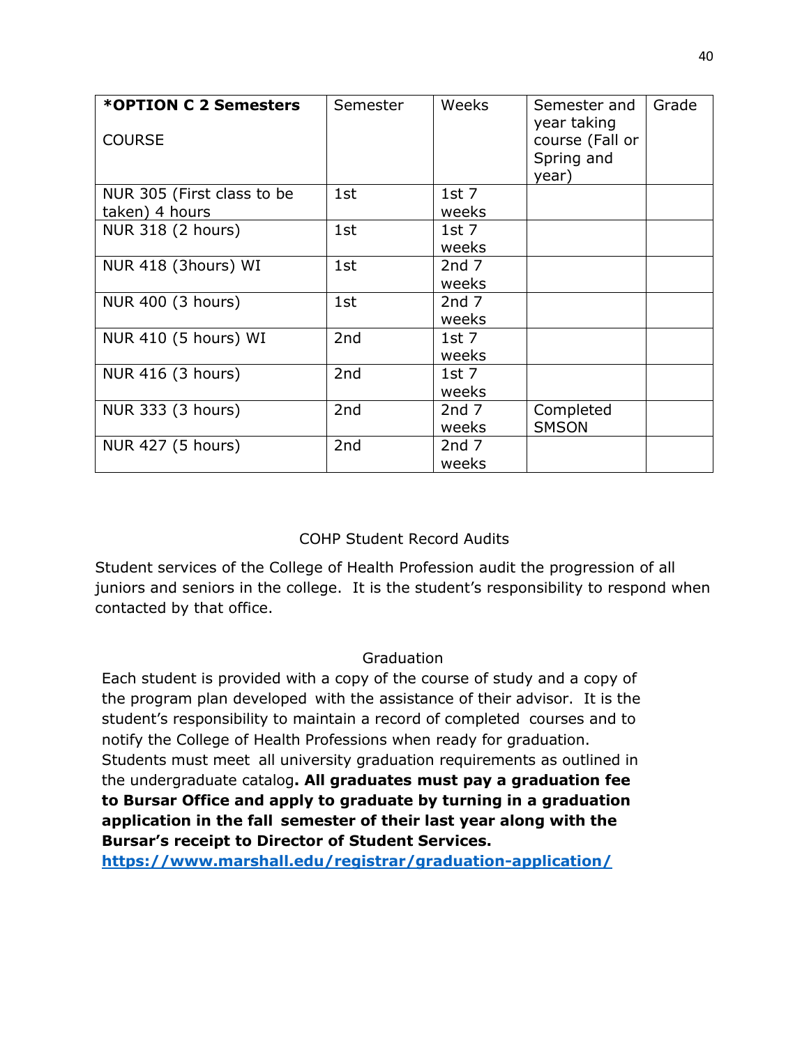| ***OPTION C 2 Semesters**<br><br>COURSE | Semester | Weeks | Semester and year taking course (Fall or Spring and year) | Grade |
|---|---|---|---|---|
| NUR 305 (First class to be taken) 4 hours | 1st | 1st 7 weeks | | |
| NUR 318 (2 hours) | 1st | 1st 7 weeks | | |
| NUR 418 (3hours) WI | 1st | 2nd 7 weeks | | |
| NUR 400 (3 hours) | 1st | 2nd 7 weeks | | |
| NUR 410 (5 hours) WI | 2nd | 1st 7 weeks | | |
| NUR 416 (3 hours) | 2nd | 1st 7 weeks | | |
| NUR 333 (3 hours) | 2nd | 2nd 7 weeks | Completed SMSON | |
| NUR 427 (5 hours) | 2nd | 2nd 7 weeks | | |

## COHP Student Record Audits

Student services of the College of Health Profession audit the progression of all juniors and seniors in the college. It is the student's responsibility to respond when contacted by that office.

## Graduation

Each student is provided with a copy of the course of study and a copy of the program plan developed with the assistance of their advisor. It is the student's responsibility to maintain a record of completed courses and to notify the College of Health Professions when ready for graduation. Students must meet all university graduation requirements as outlined in the undergraduate catalog**. All graduates must pay a graduation fee to Bursar Office and apply to graduate by turning in a graduation application in the fall semester of their last year along with the Bursar's receipt to Director of Student Services.**
**https://www.marshall.edu/registrar/graduation-application/**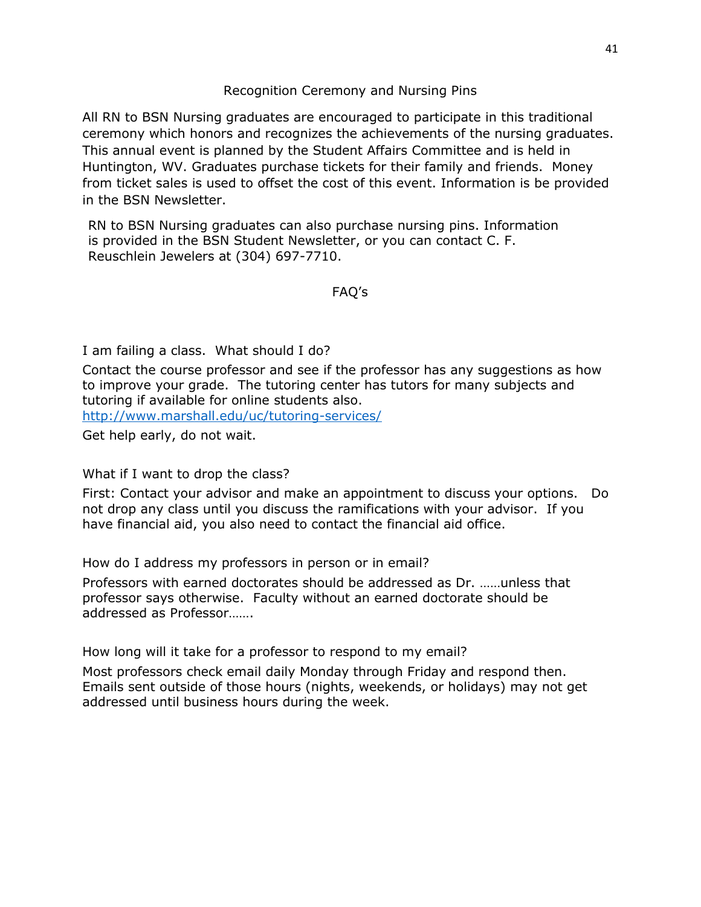## Recognition Ceremony and Nursing Pins

All RN to BSN Nursing graduates are encouraged to participate in this traditional ceremony which honors and recognizes the achievements of the nursing graduates. This annual event is planned by the Student Affairs Committee and is held in Huntington, WV. Graduates purchase tickets for their family and friends. Money from ticket sales is used to offset the cost of this event. Information is be provided in the BSN Newsletter.

RN to BSN Nursing graduates can also purchase nursing pins. Information is provided in the BSN Student Newsletter, or you can contact C. F. Reuschlein Jewelers at (304) 697-7710.

## FAQ's

I am failing a class. What should I do?

Contact the course professor and see if the professor has any suggestions as how to improve your grade. The tutoring center has tutors for many subjects and tutoring if available for online students also.
http://www.marshall.edu/uc/tutoring-services/

Get help early, do not wait.

What if I want to drop the class?

First: Contact your advisor and make an appointment to discuss your options. Do not drop any class until you discuss the ramifications with your advisor. If you have financial aid, you also need to contact the financial aid office.

How do I address my professors in person or in email?

Professors with earned doctorates should be addressed as Dr. ……unless that professor says otherwise. Faculty without an earned doctorate should be addressed as Professor…….

How long will it take for a professor to respond to my email?

Most professors check email daily Monday through Friday and respond then. Emails sent outside of those hours (nights, weekends, or holidays) may not get addressed until business hours during the week.